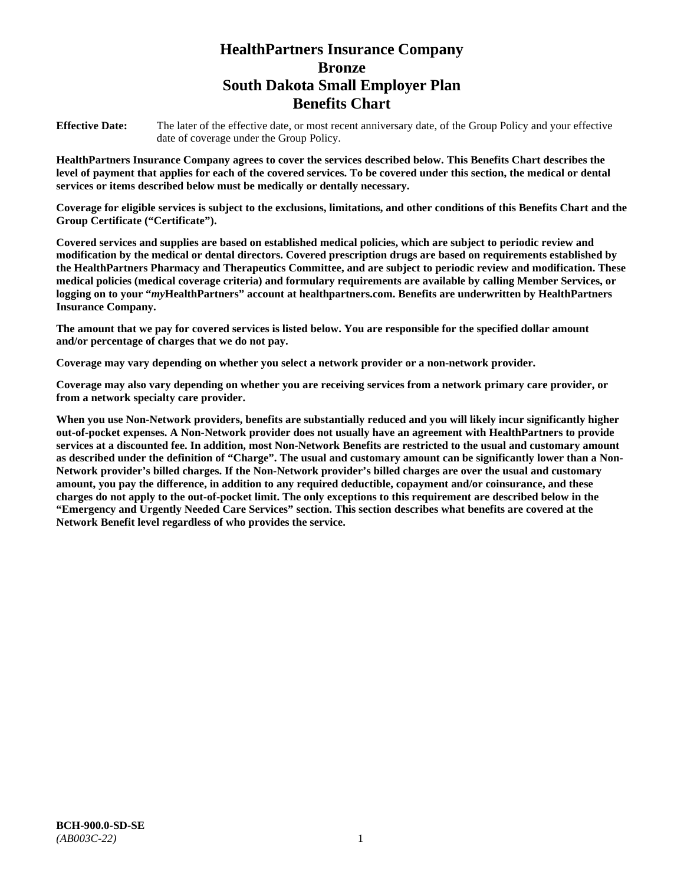# HealthPartners Insurance Company
# Bronze
# South Dakota Small Employer Plan
# Benefits Chart

**Effective Date:** The later of the effective date, or most recent anniversary date, of the Group Policy and your effective date of coverage under the Group Policy.

**HealthPartners Insurance Company agrees to cover the services described below. This Benefits Chart describes the level of payment that applies for each of the covered services. To be covered under this section, the medical or dental services or items described below must be medically or dentally necessary.**

**Coverage for eligible services is subject to the exclusions, limitations, and other conditions of this Benefits Chart and the Group Certificate ("Certificate").**

**Covered services and supplies are based on established medical policies, which are subject to periodic review and modification by the medical or dental directors. Covered prescription drugs are based on requirements established by the HealthPartners Pharmacy and Therapeutics Committee, and are subject to periodic review and modification. These medical policies (medical coverage criteria) and formulary requirements are available by calling Member Services, or logging on to your "*my*HealthPartners" account at healthpartners.com. Benefits are underwritten by HealthPartners Insurance Company.**

**The amount that we pay for covered services is listed below. You are responsible for the specified dollar amount and/or percentage of charges that we do not pay.**

**Coverage may vary depending on whether you select a network provider or a non-network provider.**

**Coverage may also vary depending on whether you are receiving services from a network primary care provider, or from a network specialty care provider.**

**When you use Non-Network providers, benefits are substantially reduced and you will likely incur significantly higher out-of-pocket expenses. A Non-Network provider does not usually have an agreement with HealthPartners to provide services at a discounted fee. In addition, most Non-Network Benefits are restricted to the usual and customary amount as described under the definition of "Charge". The usual and customary amount can be significantly lower than a Non-Network provider's billed charges. If the Non-Network provider's billed charges are over the usual and customary amount, you pay the difference, in addition to any required deductible, copayment and/or coinsurance, and these charges do not apply to the out-of-pocket limit. The only exceptions to this requirement are described below in the "Emergency and Urgently Needed Care Services" section. This section describes what benefits are covered at the Network Benefit level regardless of who provides the service.**

**BCH-900.0-SD-SE**
*(AB003C-22)*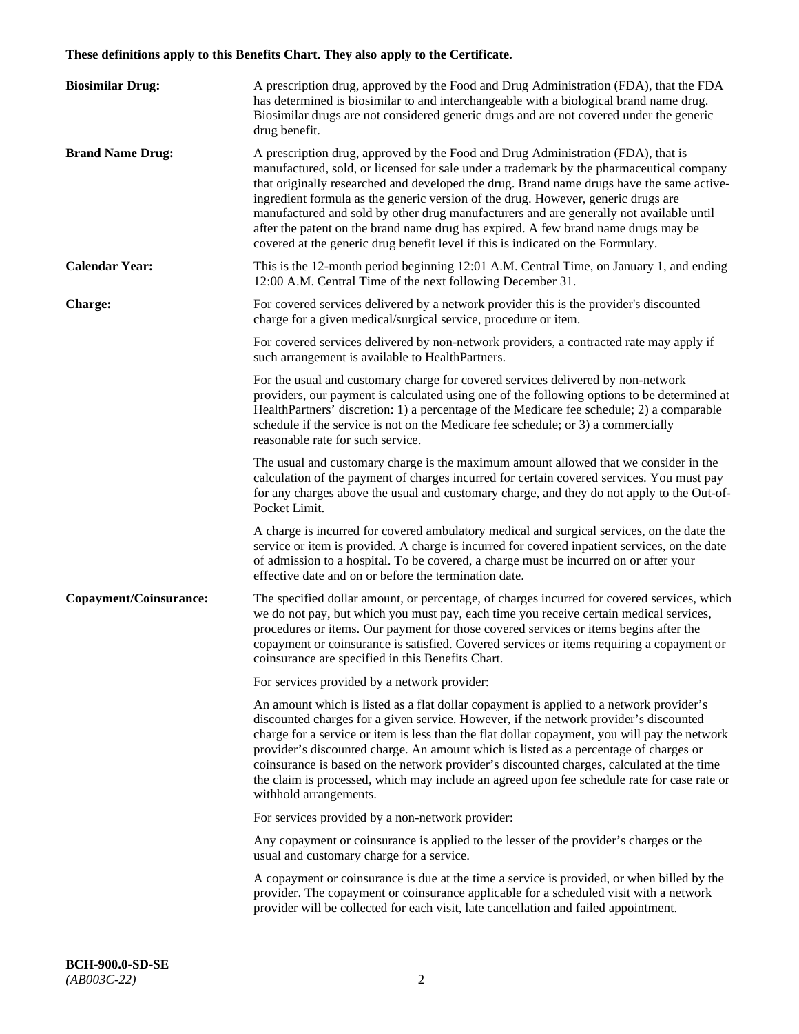**These definitions apply to this Benefits Chart. They also apply to the Certificate.**

**Biosimilar Drug:** A prescription drug, approved by the Food and Drug Administration (FDA), that the FDA has determined is biosimilar to and interchangeable with a biological brand name drug. Biosimilar drugs are not considered generic drugs and are not covered under the generic drug benefit.

**Brand Name Drug:** A prescription drug, approved by the Food and Drug Administration (FDA), that is manufactured, sold, or licensed for sale under a trademark by the pharmaceutical company that originally researched and developed the drug. Brand name drugs have the same active-ingredient formula as the generic version of the drug. However, generic drugs are manufactured and sold by other drug manufacturers and are generally not available until after the patent on the brand name drug has expired. A few brand name drugs may be covered at the generic drug benefit level if this is indicated on the Formulary.

**Calendar Year:** This is the 12-month period beginning 12:01 A.M. Central Time, on January 1, and ending 12:00 A.M. Central Time of the next following December 31.

**Charge:** For covered services delivered by a network provider this is the provider's discounted charge for a given medical/surgical service, procedure or item.

For covered services delivered by non-network providers, a contracted rate may apply if such arrangement is available to HealthPartners.

For the usual and customary charge for covered services delivered by non-network providers, our payment is calculated using one of the following options to be determined at HealthPartners' discretion: 1) a percentage of the Medicare fee schedule; 2) a comparable schedule if the service is not on the Medicare fee schedule; or 3) a commercially reasonable rate for such service.

The usual and customary charge is the maximum amount allowed that we consider in the calculation of the payment of charges incurred for certain covered services. You must pay for any charges above the usual and customary charge, and they do not apply to the Out-of-Pocket Limit.

A charge is incurred for covered ambulatory medical and surgical services, on the date the service or item is provided. A charge is incurred for covered inpatient services, on the date of admission to a hospital. To be covered, a charge must be incurred on or after your effective date and on or before the termination date.

**Copayment/Coinsurance:** The specified dollar amount, or percentage, of charges incurred for covered services, which we do not pay, but which you must pay, each time you receive certain medical services, procedures or items. Our payment for those covered services or items begins after the copayment or coinsurance is satisfied. Covered services or items requiring a copayment or coinsurance are specified in this Benefits Chart.

For services provided by a network provider:

An amount which is listed as a flat dollar copayment is applied to a network provider's discounted charges for a given service. However, if the network provider's discounted charge for a service or item is less than the flat dollar copayment, you will pay the network provider's discounted charge. An amount which is listed as a percentage of charges or coinsurance is based on the network provider's discounted charges, calculated at the time the claim is processed, which may include an agreed upon fee schedule rate for case rate or withhold arrangements.

For services provided by a non-network provider:

Any copayment or coinsurance is applied to the lesser of the provider's charges or the usual and customary charge for a service.

A copayment or coinsurance is due at the time a service is provided, or when billed by the provider. The copayment or coinsurance applicable for a scheduled visit with a network provider will be collected for each visit, late cancellation and failed appointment.

**BCH-900.0-SD-SE**
*(AB003C-22)*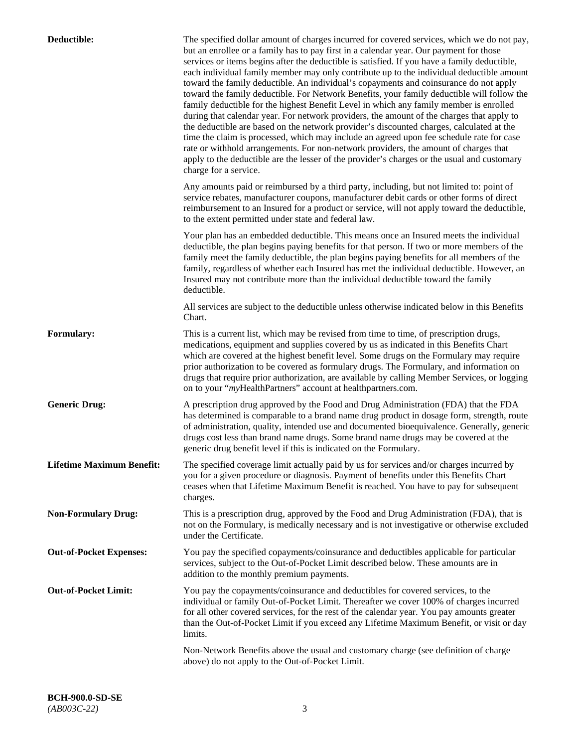**Deductible:** The specified dollar amount of charges incurred for covered services, which we do not pay, but an enrollee or a family has to pay first in a calendar year. Our payment for those services or items begins after the deductible is satisfied. If you have a family deductible, each individual family member may only contribute up to the individual deductible amount toward the family deductible. An individual's copayments and coinsurance do not apply toward the family deductible. For Network Benefits, your family deductible will follow the family deductible for the highest Benefit Level in which any family member is enrolled during that calendar year. For network providers, the amount of the charges that apply to the deductible are based on the network provider's discounted charges, calculated at the time the claim is processed, which may include an agreed upon fee schedule rate for case rate or withhold arrangements. For non-network providers, the amount of charges that apply to the deductible are the lesser of the provider's charges or the usual and customary charge for a service.

Any amounts paid or reimbursed by a third party, including, but not limited to: point of service rebates, manufacturer coupons, manufacturer debit cards or other forms of direct reimbursement to an Insured for a product or service, will not apply toward the deductible, to the extent permitted under state and federal law.

Your plan has an embedded deductible. This means once an Insured meets the individual deductible, the plan begins paying benefits for that person. If two or more members of the family meet the family deductible, the plan begins paying benefits for all members of the family, regardless of whether each Insured has met the individual deductible. However, an Insured may not contribute more than the individual deductible toward the family deductible.

All services are subject to the deductible unless otherwise indicated below in this Benefits Chart.

**Formulary:** This is a current list, which may be revised from time to time, of prescription drugs, medications, equipment and supplies covered by us as indicated in this Benefits Chart which are covered at the highest benefit level. Some drugs on the Formulary may require prior authorization to be covered as formulary drugs. The Formulary, and information on drugs that require prior authorization, are available by calling Member Services, or logging on to your "*my*HealthPartners" account at healthpartners.com.

**Generic Drug:** A prescription drug approved by the Food and Drug Administration (FDA) that the FDA has determined is comparable to a brand name drug product in dosage form, strength, route of administration, quality, intended use and documented bioequivalence. Generally, generic drugs cost less than brand name drugs. Some brand name drugs may be covered at the generic drug benefit level if this is indicated on the Formulary.

**Lifetime Maximum Benefit:** The specified coverage limit actually paid by us for services and/or charges incurred by you for a given procedure or diagnosis. Payment of benefits under this Benefits Chart ceases when that Lifetime Maximum Benefit is reached. You have to pay for subsequent charges.

**Non-Formulary Drug:** This is a prescription drug, approved by the Food and Drug Administration (FDA), that is not on the Formulary, is medically necessary and is not investigative or otherwise excluded under the Certificate.

**Out-of-Pocket Expenses:** You pay the specified copayments/coinsurance and deductibles applicable for particular services, subject to the Out-of-Pocket Limit described below. These amounts are in addition to the monthly premium payments.

**Out-of-Pocket Limit:** You pay the copayments/coinsurance and deductibles for covered services, to the individual or family Out-of-Pocket Limit. Thereafter we cover 100% of charges incurred for all other covered services, for the rest of the calendar year. You pay amounts greater than the Out-of-Pocket Limit if you exceed any Lifetime Maximum Benefit, or visit or day limits.

Non-Network Benefits above the usual and customary charge (see definition of charge above) do not apply to the Out-of-Pocket Limit.

**BCH-900.0-SD-SE**
*(AB003C-22)*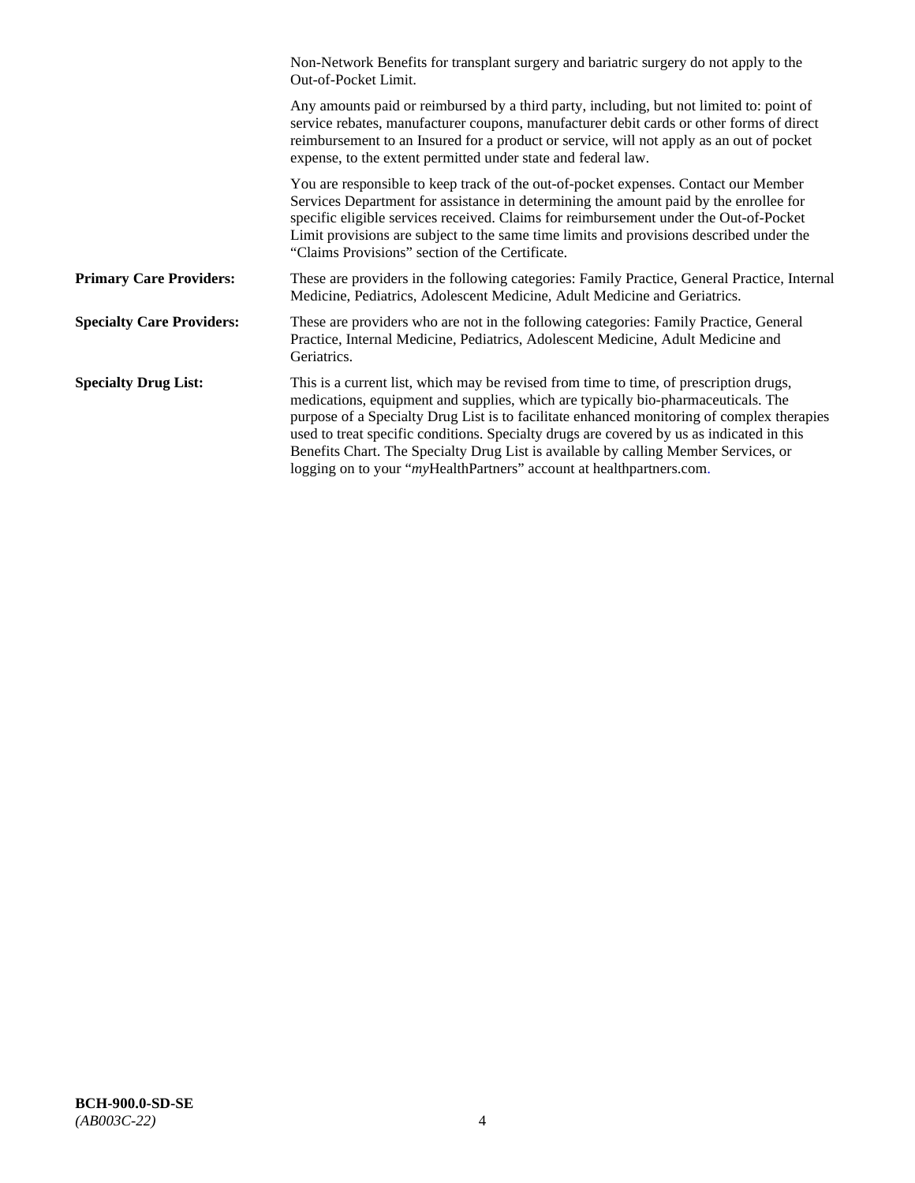Non-Network Benefits for transplant surgery and bariatric surgery do not apply to the Out-of-Pocket Limit.

Any amounts paid or reimbursed by a third party, including, but not limited to: point of service rebates, manufacturer coupons, manufacturer debit cards or other forms of direct reimbursement to an Insured for a product or service, will not apply as an out of pocket expense, to the extent permitted under state and federal law.

You are responsible to keep track of the out-of-pocket expenses. Contact our Member Services Department for assistance in determining the amount paid by the enrollee for specific eligible services received. Claims for reimbursement under the Out-of-Pocket Limit provisions are subject to the same time limits and provisions described under the "Claims Provisions" section of the Certificate.

**Primary Care Providers:** These are providers in the following categories: Family Practice, General Practice, Internal Medicine, Pediatrics, Adolescent Medicine, Adult Medicine and Geriatrics.

**Specialty Care Providers:** These are providers who are not in the following categories: Family Practice, General Practice, Internal Medicine, Pediatrics, Adolescent Medicine, Adult Medicine and Geriatrics.

**Specialty Drug List:** This is a current list, which may be revised from time to time, of prescription drugs, medications, equipment and supplies, which are typically bio-pharmaceuticals. The purpose of a Specialty Drug List is to facilitate enhanced monitoring of complex therapies used to treat specific conditions. Specialty drugs are covered by us as indicated in this Benefits Chart. The Specialty Drug List is available by calling Member Services, or logging on to your "*my*HealthPartners" account at healthpartners.com.

**BCH-900.0-SD-SE**
*(AB003C-22)*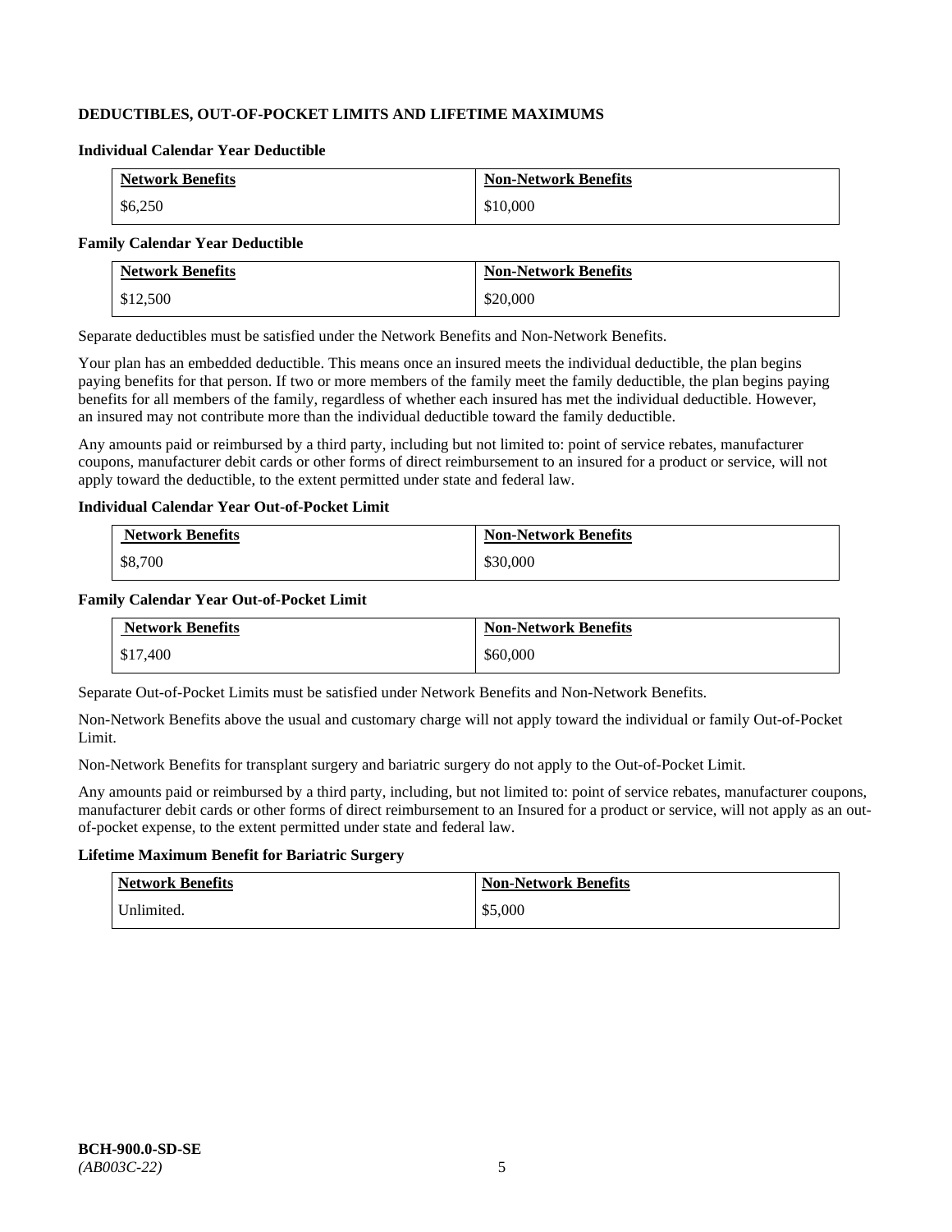## DEDUCTIBLES, OUT-OF-POCKET LIMITS AND LIFETIME MAXIMUMS

### Individual Calendar Year Deductible

| Network Benefits | Non-Network Benefits |
|---|---|
| $6,250 | $10,000 |

### Family Calendar Year Deductible

| Network Benefits | Non-Network Benefits |
|---|---|
| $12,500 | $20,000 |

Separate deductibles must be satisfied under the Network Benefits and Non-Network Benefits.

Your plan has an embedded deductible. This means once an insured meets the individual deductible, the plan begins paying benefits for that person. If two or more members of the family meet the family deductible, the plan begins paying benefits for all members of the family, regardless of whether each insured has met the individual deductible. However, an insured may not contribute more than the individual deductible toward the family deductible.

Any amounts paid or reimbursed by a third party, including but not limited to: point of service rebates, manufacturer coupons, manufacturer debit cards or other forms of direct reimbursement to an insured for a product or service, will not apply toward the deductible, to the extent permitted under state and federal law.

### Individual Calendar Year Out-of-Pocket Limit

| Network Benefits | Non-Network Benefits |
|---|---|
| $8,700 | $30,000 |

### Family Calendar Year Out-of-Pocket Limit

| Network Benefits | Non-Network Benefits |
|---|---|
| $17,400 | $60,000 |

Separate Out-of-Pocket Limits must be satisfied under Network Benefits and Non-Network Benefits.

Non-Network Benefits above the usual and customary charge will not apply toward the individual or family Out-of-Pocket Limit.

Non-Network Benefits for transplant surgery and bariatric surgery do not apply to the Out-of-Pocket Limit.

Any amounts paid or reimbursed by a third party, including, but not limited to: point of service rebates, manufacturer coupons, manufacturer debit cards or other forms of direct reimbursement to an Insured for a product or service, will not apply as an out-of-pocket expense, to the extent permitted under state and federal law.

### Lifetime Maximum Benefit for Bariatric Surgery

| Network Benefits | Non-Network Benefits |
|---|---|
| Unlimited. | $5,000 |

**BCH-900.0-SD-SE**
*(AB003C-22)*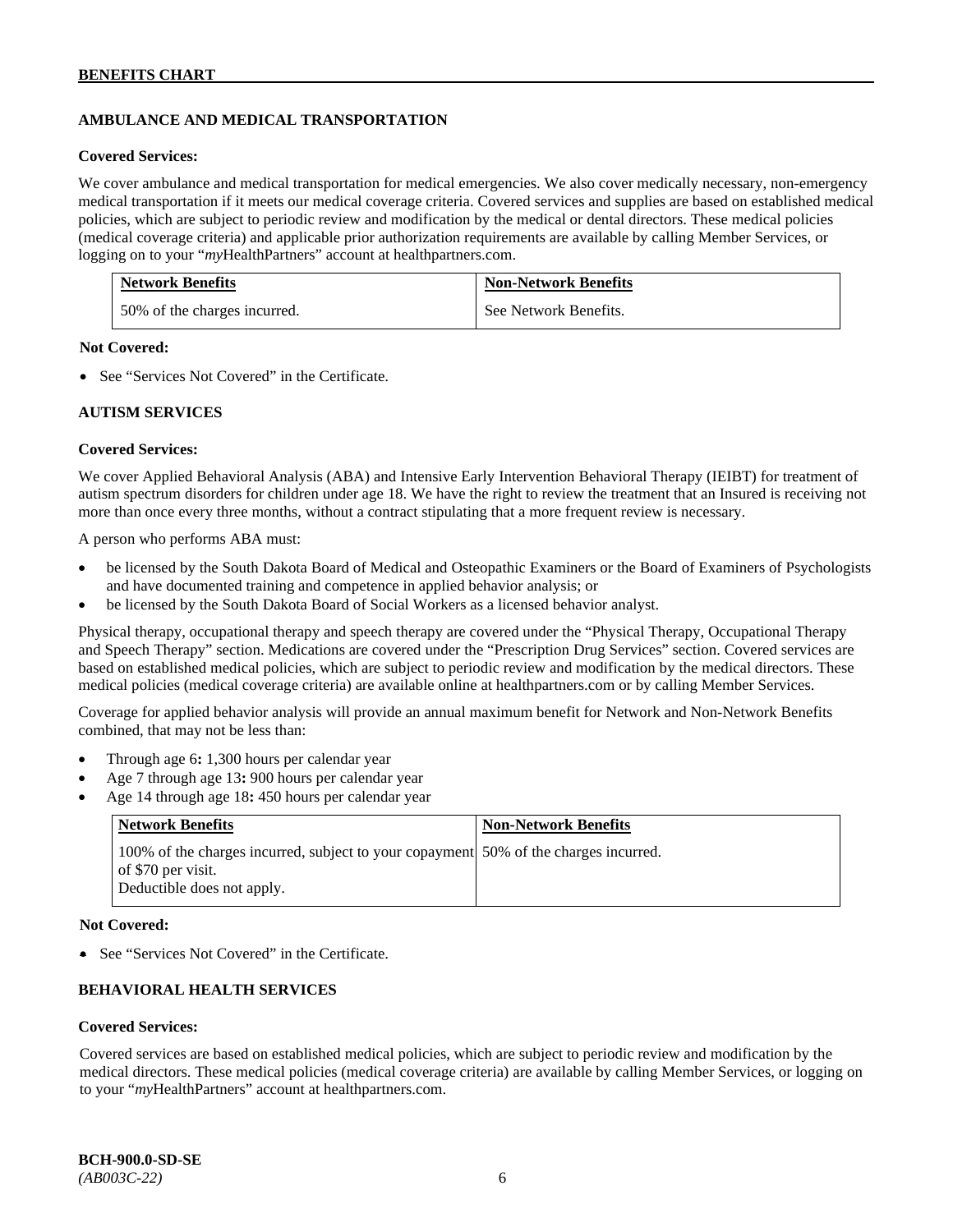## AMBULANCE AND MEDICAL TRANSPORTATION

**Covered Services:**

We cover ambulance and medical transportation for medical emergencies. We also cover medically necessary, non-emergency medical transportation if it meets our medical coverage criteria. Covered services and supplies are based on established medical policies, which are subject to periodic review and modification by the medical or dental directors. These medical policies (medical coverage criteria) and applicable prior authorization requirements are available by calling Member Services, or logging on to your "*my*HealthPartners" account at healthpartners.com.

| Network Benefits | Non-Network Benefits |
| --- | --- |
| 50% of the charges incurred. | See Network Benefits. |

**Not Covered:**

- See "Services Not Covered" in the Certificate.

## AUTISM SERVICES

**Covered Services:**

We cover Applied Behavioral Analysis (ABA) and Intensive Early Intervention Behavioral Therapy (IEIBT) for treatment of autism spectrum disorders for children under age 18. We have the right to review the treatment that an Insured is receiving not more than once every three months, without a contract stipulating that a more frequent review is necessary.

A person who performs ABA must:

- be licensed by the South Dakota Board of Medical and Osteopathic Examiners or the Board of Examiners of Psychologists and have documented training and competence in applied behavior analysis; or
- be licensed by the South Dakota Board of Social Workers as a licensed behavior analyst.

Physical therapy, occupational therapy and speech therapy are covered under the "Physical Therapy, Occupational Therapy and Speech Therapy" section. Medications are covered under the "Prescription Drug Services" section. Covered services are based on established medical policies, which are subject to periodic review and modification by the medical directors. These medical policies (medical coverage criteria) are available online at healthpartners.com or by calling Member Services.

Coverage for applied behavior analysis will provide an annual maximum benefit for Network and Non-Network Benefits combined, that may not be less than:

- Through age 6**:** 1,300 hours per calendar year
- Age 7 through age 13**:** 900 hours per calendar year
- Age 14 through age 18**:** 450 hours per calendar year

| Network Benefits | Non-Network Benefits |
| --- | --- |
| 100% of the charges incurred, subject to your copayment of $70 per visit.<br>Deductible does not apply. | 50% of the charges incurred. |

**Not Covered:**

- See "Services Not Covered" in the Certificate.

## BEHAVIORAL HEALTH SERVICES

**Covered Services:**

Covered services are based on established medical policies, which are subject to periodic review and modification by the medical directors. These medical policies (medical coverage criteria) are available by calling Member Services, or logging on to your "*my*HealthPartners" account at healthpartners.com.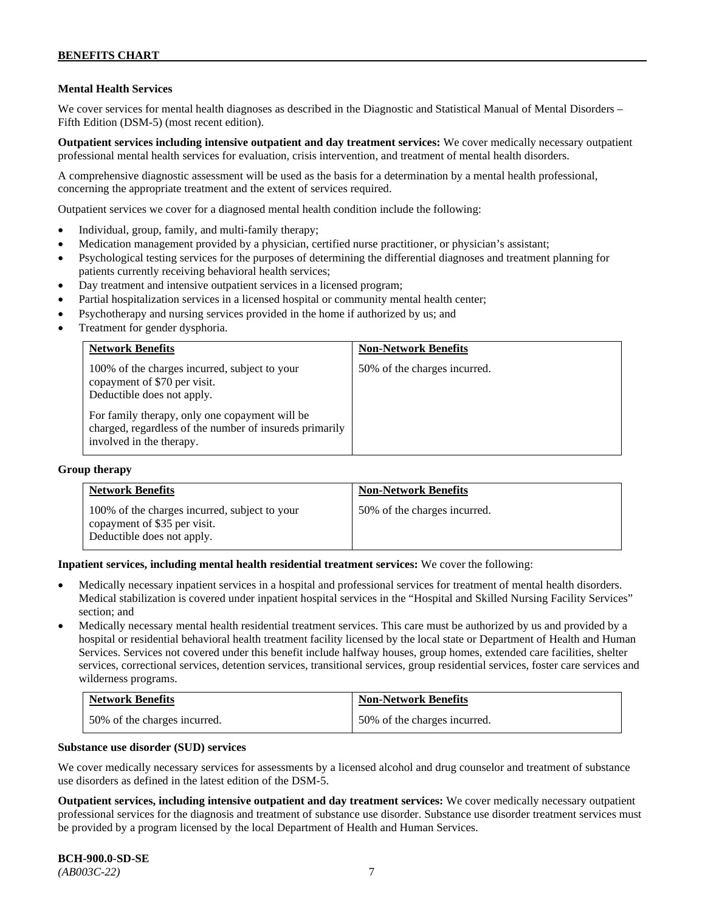### Mental Health Services

We cover services for mental health diagnoses as described in the Diagnostic and Statistical Manual of Mental Disorders – Fifth Edition (DSM-5) (most recent edition).

**Outpatient services including intensive outpatient and day treatment services:** We cover medically necessary outpatient professional mental health services for evaluation, crisis intervention, and treatment of mental health disorders.

A comprehensive diagnostic assessment will be used as the basis for a determination by a mental health professional, concerning the appropriate treatment and the extent of services required.

Outpatient services we cover for a diagnosed mental health condition include the following:

- Individual, group, family, and multi-family therapy;
- Medication management provided by a physician, certified nurse practitioner, or physician's assistant;
- Psychological testing services for the purposes of determining the differential diagnoses and treatment planning for patients currently receiving behavioral health services;
- Day treatment and intensive outpatient services in a licensed program;
- Partial hospitalization services in a licensed hospital or community mental health center;
- Psychotherapy and nursing services provided in the home if authorized by us; and
- Treatment for gender dysphoria.

| Network Benefits | Non-Network Benefits |
|---|---|
| 100% of the charges incurred, subject to your copayment of $70 per visit. Deductible does not apply.<br><br>For family therapy, only one copayment will be charged, regardless of the number of insureds primarily involved in the therapy. | 50% of the charges incurred. |

**Group therapy**

| Network Benefits | Non-Network Benefits |
|---|---|
| 100% of the charges incurred, subject to your copayment of $35 per visit. Deductible does not apply. | 50% of the charges incurred. |

**Inpatient services, including mental health residential treatment services:** We cover the following:

- Medically necessary inpatient services in a hospital and professional services for treatment of mental health disorders. Medical stabilization is covered under inpatient hospital services in the "Hospital and Skilled Nursing Facility Services" section; and
- Medically necessary mental health residential treatment services. This care must be authorized by us and provided by a hospital or residential behavioral health treatment facility licensed by the local state or Department of Health and Human Services. Services not covered under this benefit include halfway houses, group homes, extended care facilities, shelter services, correctional services, detention services, transitional services, group residential services, foster care services and wilderness programs.

| Network Benefits | Non-Network Benefits |
|---|---|
| 50% of the charges incurred. | 50% of the charges incurred. |

### Substance use disorder (SUD) services

We cover medically necessary services for assessments by a licensed alcohol and drug counselor and treatment of substance use disorders as defined in the latest edition of the DSM-5.

**Outpatient services, including intensive outpatient and day treatment services:** We cover medically necessary outpatient professional services for the diagnosis and treatment of substance use disorder. Substance use disorder treatment services must be provided by a program licensed by the local Department of Health and Human Services.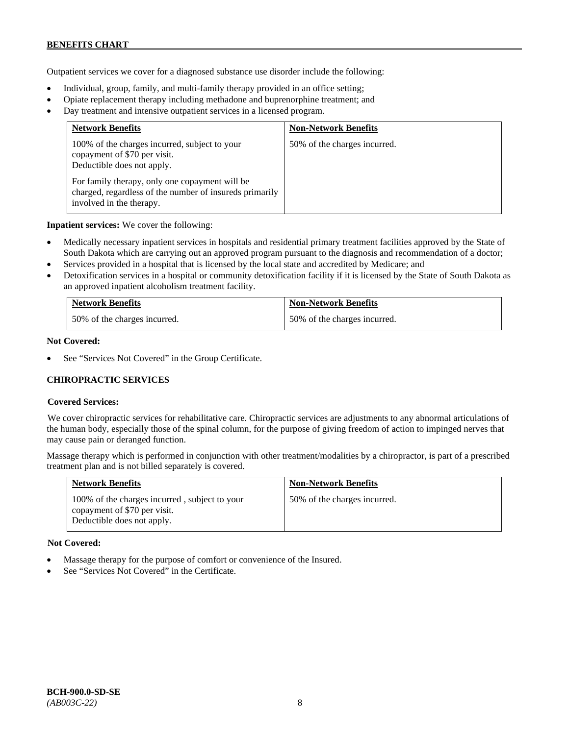Outpatient services we cover for a diagnosed substance use disorder include the following:

- Individual, group, family, and multi-family therapy provided in an office setting;
- Opiate replacement therapy including methadone and buprenorphine treatment; and
- Day treatment and intensive outpatient services in a licensed program.

| Network Benefits | Non-Network Benefits |
|---|---|
| 100% of the charges incurred, subject to your copayment of $70 per visit. Deductible does not apply.<br><br>For family therapy, only one copayment will be charged, regardless of the number of insureds primarily involved in the therapy. | 50% of the charges incurred. |

**Inpatient services:** We cover the following:

- Medically necessary inpatient services in hospitals and residential primary treatment facilities approved by the State of South Dakota which are carrying out an approved program pursuant to the diagnosis and recommendation of a doctor;
- Services provided in a hospital that is licensed by the local state and accredited by Medicare; and
- Detoxification services in a hospital or community detoxification facility if it is licensed by the State of South Dakota as an approved inpatient alcoholism treatment facility.

| Network Benefits | Non-Network Benefits |
|---|---|
| 50% of the charges incurred. | 50% of the charges incurred. |

**Not Covered:**

- See "Services Not Covered" in the Group Certificate.

### CHIROPRACTIC SERVICES

**Covered Services:**

We cover chiropractic services for rehabilitative care. Chiropractic services are adjustments to any abnormal articulations of the human body, especially those of the spinal column, for the purpose of giving freedom of action to impinged nerves that may cause pain or deranged function.

Massage therapy which is performed in conjunction with other treatment/modalities by a chiropractor, is part of a prescribed treatment plan and is not billed separately is covered.

| Network Benefits | Non-Network Benefits |
|---|---|
| 100% of the charges incurred , subject to your copayment of $70 per visit. Deductible does not apply. | 50% of the charges incurred. |

**Not Covered:**

- Massage therapy for the purpose of comfort or convenience of the Insured.
- See "Services Not Covered" in the Certificate.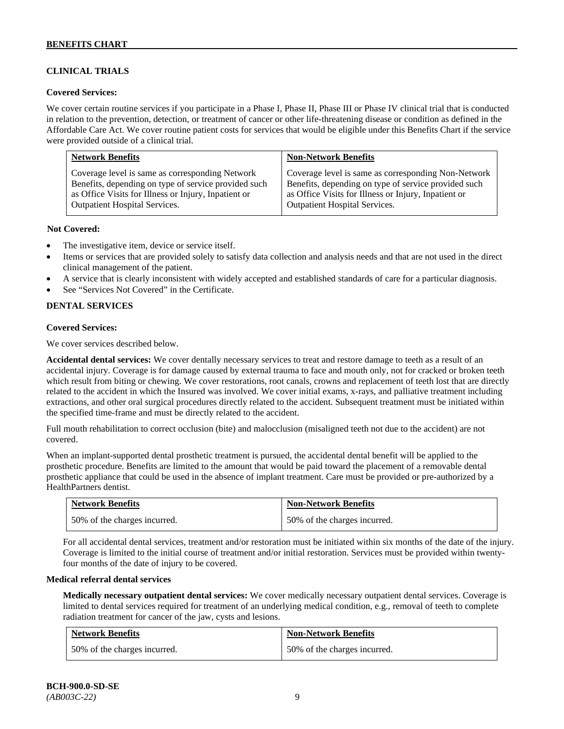### CLINICAL TRIALS

**Covered Services:**

We cover certain routine services if you participate in a Phase I, Phase II, Phase III or Phase IV clinical trial that is conducted in relation to the prevention, detection, or treatment of cancer or other life-threatening disease or condition as defined in the Affordable Care Act. We cover routine patient costs for services that would be eligible under this Benefits Chart if the service were provided outside of a clinical trial.

| Network Benefits | Non-Network Benefits |
|---|---|
| Coverage level is same as corresponding Network Benefits, depending on type of service provided such as Office Visits for Illness or Injury, Inpatient or Outpatient Hospital Services. | Coverage level is same as corresponding Non-Network Benefits, depending on type of service provided such as Office Visits for Illness or Injury, Inpatient or Outpatient Hospital Services. |

**Not Covered:**

- The investigative item, device or service itself.
- Items or services that are provided solely to satisfy data collection and analysis needs and that are not used in the direct clinical management of the patient.
- A service that is clearly inconsistent with widely accepted and established standards of care for a particular diagnosis.
- See "Services Not Covered" in the Certificate.

### DENTAL SERVICES

**Covered Services:**

We cover services described below.

**Accidental dental services:** We cover dentally necessary services to treat and restore damage to teeth as a result of an accidental injury. Coverage is for damage caused by external trauma to face and mouth only, not for cracked or broken teeth which result from biting or chewing. We cover restorations, root canals, crowns and replacement of teeth lost that are directly related to the accident in which the Insured was involved. We cover initial exams, x-rays, and palliative treatment including extractions, and other oral surgical procedures directly related to the accident. Subsequent treatment must be initiated within the specified time-frame and must be directly related to the accident.

Full mouth rehabilitation to correct occlusion (bite) and malocclusion (misaligned teeth not due to the accident) are not covered.

When an implant-supported dental prosthetic treatment is pursued, the accidental dental benefit will be applied to the prosthetic procedure. Benefits are limited to the amount that would be paid toward the placement of a removable dental prosthetic appliance that could be used in the absence of implant treatment. Care must be provided or pre-authorized by a HealthPartners dentist.

| Network Benefits | Non-Network Benefits |
|---|---|
| 50% of the charges incurred. | 50% of the charges incurred. |

For all accidental dental services, treatment and/or restoration must be initiated within six months of the date of the injury. Coverage is limited to the initial course of treatment and/or initial restoration. Services must be provided within twenty-four months of the date of injury to be covered.

**Medical referral dental services**

**Medically necessary outpatient dental services:** We cover medically necessary outpatient dental services. Coverage is limited to dental services required for treatment of an underlying medical condition, e.g., removal of teeth to complete radiation treatment for cancer of the jaw, cysts and lesions.

| Network Benefits | Non-Network Benefits |
|---|---|
| 50% of the charges incurred. | 50% of the charges incurred. |

BCH-900.0-SD-SE
*(AB003C-22)*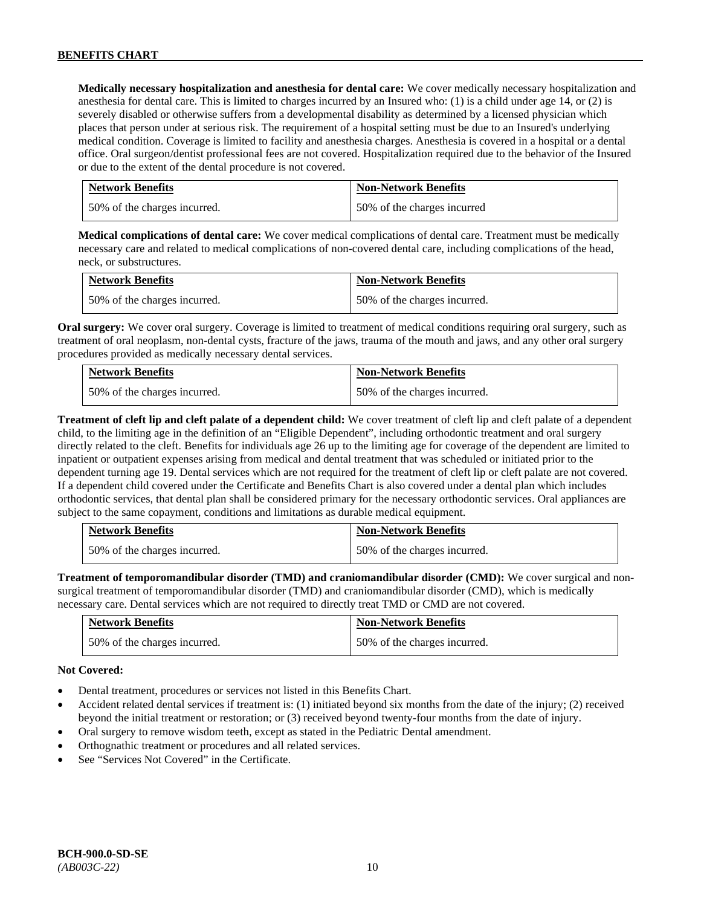**Medically necessary hospitalization and anesthesia for dental care:** We cover medically necessary hospitalization and anesthesia for dental care. This is limited to charges incurred by an Insured who: (1) is a child under age 14, or (2) is severely disabled or otherwise suffers from a developmental disability as determined by a licensed physician which places that person under at serious risk. The requirement of a hospital setting must be due to an Insured's underlying medical condition. Coverage is limited to facility and anesthesia charges. Anesthesia is covered in a hospital or a dental office. Oral surgeon/dentist professional fees are not covered. Hospitalization required due to the behavior of the Insured or due to the extent of the dental procedure is not covered.

| Network Benefits | Non-Network Benefits |
|---|---|
| 50% of the charges incurred. | 50% of the charges incurred |

**Medical complications of dental care:** We cover medical complications of dental care. Treatment must be medically necessary care and related to medical complications of non-covered dental care, including complications of the head, neck, or substructures.

| Network Benefits | Non-Network Benefits |
|---|---|
| 50% of the charges incurred. | 50% of the charges incurred. |

**Oral surgery:** We cover oral surgery. Coverage is limited to treatment of medical conditions requiring oral surgery, such as treatment of oral neoplasm, non-dental cysts, fracture of the jaws, trauma of the mouth and jaws, and any other oral surgery procedures provided as medically necessary dental services.

| Network Benefits | Non-Network Benefits |
|---|---|
| 50% of the charges incurred. | 50% of the charges incurred. |

**Treatment of cleft lip and cleft palate of a dependent child:** We cover treatment of cleft lip and cleft palate of a dependent child, to the limiting age in the definition of an "Eligible Dependent", including orthodontic treatment and oral surgery directly related to the cleft. Benefits for individuals age 26 up to the limiting age for coverage of the dependent are limited to inpatient or outpatient expenses arising from medical and dental treatment that was scheduled or initiated prior to the dependent turning age 19. Dental services which are not required for the treatment of cleft lip or cleft palate are not covered. If a dependent child covered under the Certificate and Benefits Chart is also covered under a dental plan which includes orthodontic services, that dental plan shall be considered primary for the necessary orthodontic services. Oral appliances are subject to the same copayment, conditions and limitations as durable medical equipment.

| Network Benefits | Non-Network Benefits |
|---|---|
| 50% of the charges incurred. | 50% of the charges incurred. |

**Treatment of temporomandibular disorder (TMD) and craniomandibular disorder (CMD):** We cover surgical and non-surgical treatment of temporomandibular disorder (TMD) and craniomandibular disorder (CMD), which is medically necessary care. Dental services which are not required to directly treat TMD or CMD are not covered.

| Network Benefits | Non-Network Benefits |
|---|---|
| 50% of the charges incurred. | 50% of the charges incurred. |

**Not Covered:**

- Dental treatment, procedures or services not listed in this Benefits Chart.
- Accident related dental services if treatment is: (1) initiated beyond six months from the date of the injury; (2) received beyond the initial treatment or restoration; or (3) received beyond twenty-four months from the date of injury.
- Oral surgery to remove wisdom teeth, except as stated in the Pediatric Dental amendment.
- Orthognathic treatment or procedures and all related services.
- See "Services Not Covered" in the Certificate.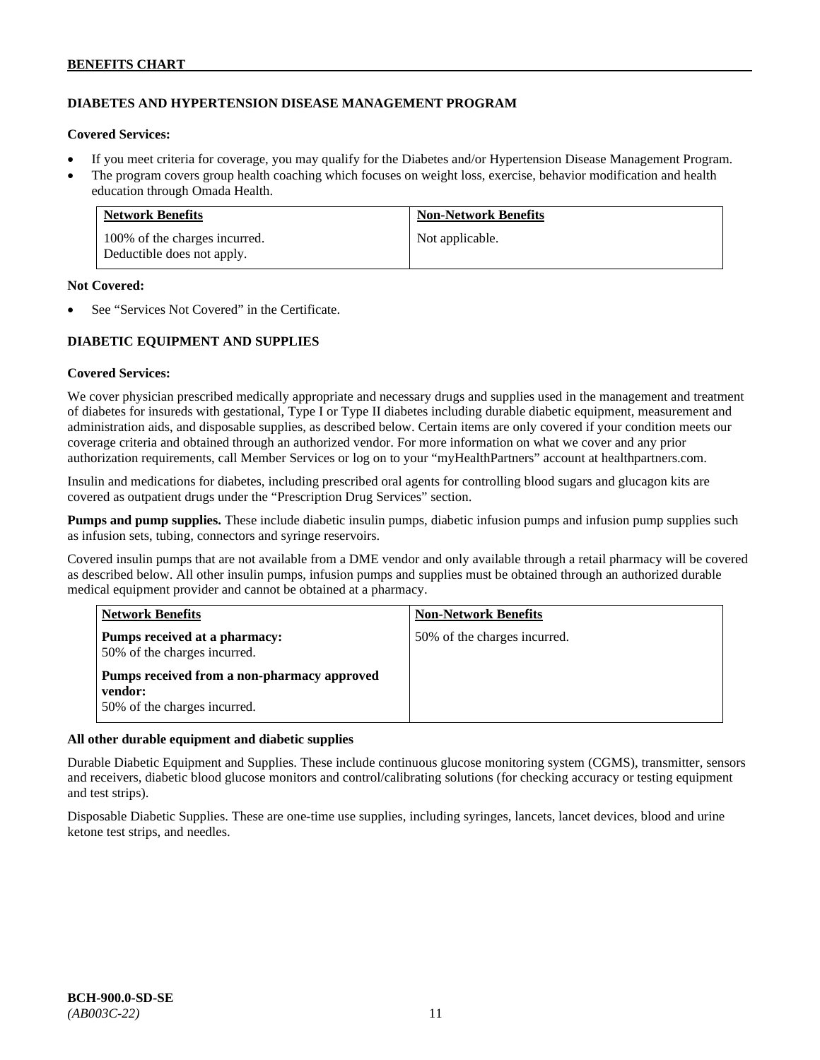## DIABETES AND HYPERTENSION DISEASE MANAGEMENT PROGRAM

**Covered Services:**

- If you meet criteria for coverage, you may qualify for the Diabetes and/or Hypertension Disease Management Program.
- The program covers group health coaching which focuses on weight loss, exercise, behavior modification and health education through Omada Health.

| Network Benefits | Non-Network Benefits |
| --- | --- |
| 100% of the charges incurred. Deductible does not apply. | Not applicable. |

**Not Covered:**

- See "Services Not Covered" in the Certificate.

## DIABETIC EQUIPMENT AND SUPPLIES

**Covered Services:**

We cover physician prescribed medically appropriate and necessary drugs and supplies used in the management and treatment of diabetes for insureds with gestational, Type I or Type II diabetes including durable diabetic equipment, measurement and administration aids, and disposable supplies, as described below. Certain items are only covered if your condition meets our coverage criteria and obtained through an authorized vendor. For more information on what we cover and any prior authorization requirements, call Member Services or log on to your "myHealthPartners" account at healthpartners.com.

Insulin and medications for diabetes, including prescribed oral agents for controlling blood sugars and glucagon kits are covered as outpatient drugs under the "Prescription Drug Services" section.

**Pumps and pump supplies.** These include diabetic insulin pumps, diabetic infusion pumps and infusion pump supplies such as infusion sets, tubing, connectors and syringe reservoirs.

Covered insulin pumps that are not available from a DME vendor and only available through a retail pharmacy will be covered as described below. All other insulin pumps, infusion pumps and supplies must be obtained through an authorized durable medical equipment provider and cannot be obtained at a pharmacy.

| Network Benefits | Non-Network Benefits |
| --- | --- |
| **Pumps received at a pharmacy:** 50% of the charges incurred.<br><br>**Pumps received from a non-pharmacy approved vendor:** 50% of the charges incurred. | 50% of the charges incurred. |

**All other durable equipment and diabetic supplies**

Durable Diabetic Equipment and Supplies. These include continuous glucose monitoring system (CGMS), transmitter, sensors and receivers, diabetic blood glucose monitors and control/calibrating solutions (for checking accuracy or testing equipment and test strips).

Disposable Diabetic Supplies. These are one-time use supplies, including syringes, lancets, lancet devices, blood and urine ketone test strips, and needles.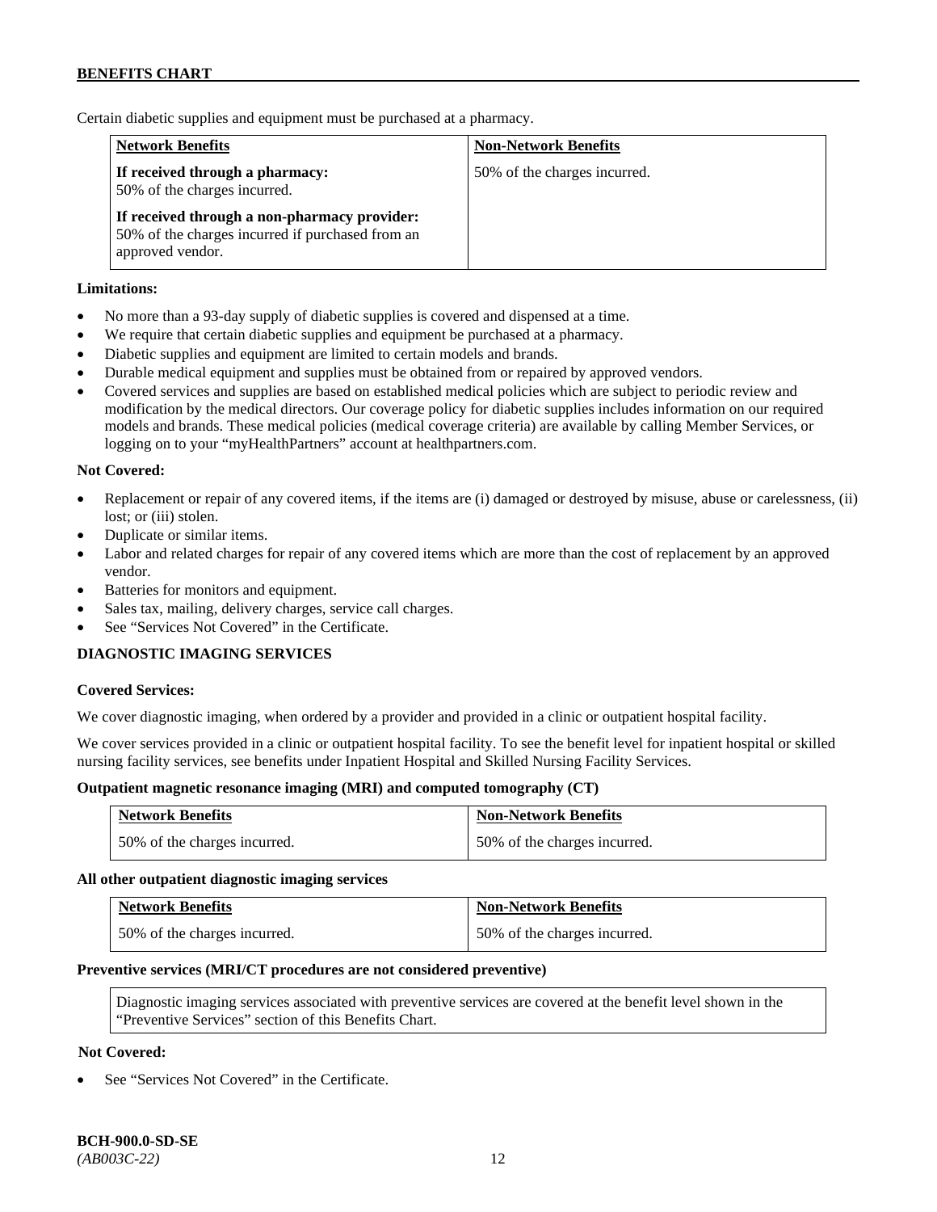Certain diabetic supplies and equipment must be purchased at a pharmacy.

| Network Benefits | Non-Network Benefits |
|---|---|
| **If received through a pharmacy:** 50% of the charges incurred.<br><br>**If received through a non-pharmacy provider:** 50% of the charges incurred if purchased from an approved vendor. | 50% of the charges incurred. |

**Limitations:**

- No more than a 93-day supply of diabetic supplies is covered and dispensed at a time.
- We require that certain diabetic supplies and equipment be purchased at a pharmacy.
- Diabetic supplies and equipment are limited to certain models and brands.
- Durable medical equipment and supplies must be obtained from or repaired by approved vendors.
- Covered services and supplies are based on established medical policies which are subject to periodic review and modification by the medical directors. Our coverage policy for diabetic supplies includes information on our required models and brands. These medical policies (medical coverage criteria) are available by calling Member Services, or logging on to your "myHealthPartners" account at healthpartners.com.

**Not Covered:**

- Replacement or repair of any covered items, if the items are (i) damaged or destroyed by misuse, abuse or carelessness, (ii) lost; or (iii) stolen.
- Duplicate or similar items.
- Labor and related charges for repair of any covered items which are more than the cost of replacement by an approved vendor.
- Batteries for monitors and equipment.
- Sales tax, mailing, delivery charges, service call charges.
- See "Services Not Covered" in the Certificate.

## DIAGNOSTIC IMAGING SERVICES

**Covered Services:**

We cover diagnostic imaging, when ordered by a provider and provided in a clinic or outpatient hospital facility.

We cover services provided in a clinic or outpatient hospital facility. To see the benefit level for inpatient hospital or skilled nursing facility services, see benefits under Inpatient Hospital and Skilled Nursing Facility Services.

**Outpatient magnetic resonance imaging (MRI) and computed tomography (CT)**

| Network Benefits | Non-Network Benefits |
|---|---|
| 50% of the charges incurred. | 50% of the charges incurred. |

**All other outpatient diagnostic imaging services**

| Network Benefits | Non-Network Benefits |
|---|---|
| 50% of the charges incurred. | 50% of the charges incurred. |

**Preventive services (MRI/CT procedures are not considered preventive)**

Diagnostic imaging services associated with preventive services are covered at the benefit level shown in the "Preventive Services" section of this Benefits Chart.

**Not Covered:**

- See "Services Not Covered" in the Certificate.

**BCH-900.0-SD-SE**
*(AB003C-22)*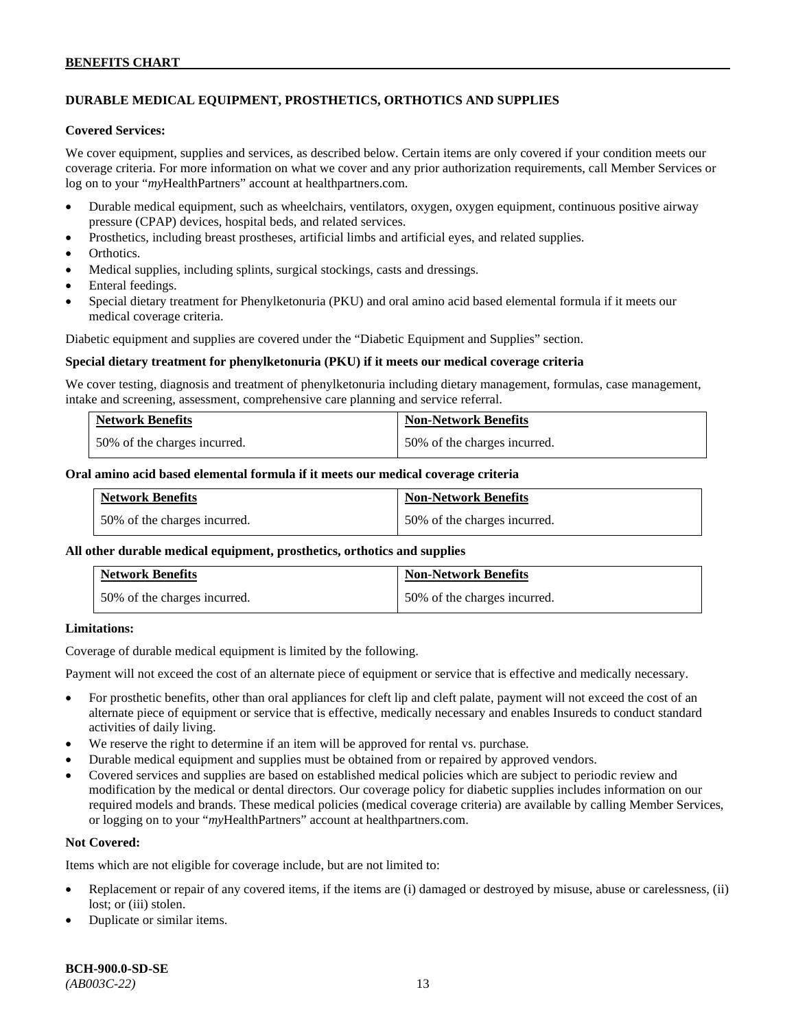## DURABLE MEDICAL EQUIPMENT, PROSTHETICS, ORTHOTICS AND SUPPLIES

**Covered Services:**

We cover equipment, supplies and services, as described below. Certain items are only covered if your condition meets our coverage criteria. For more information on what we cover and any prior authorization requirements, call Member Services or log on to your "*my*HealthPartners" account at healthpartners.com.

- Durable medical equipment, such as wheelchairs, ventilators, oxygen, oxygen equipment, continuous positive airway pressure (CPAP) devices, hospital beds, and related services.
- Prosthetics, including breast prostheses, artificial limbs and artificial eyes, and related supplies.
- Orthotics.
- Medical supplies, including splints, surgical stockings, casts and dressings.
- Enteral feedings.
- Special dietary treatment for Phenylketonuria (PKU) and oral amino acid based elemental formula if it meets our medical coverage criteria.

Diabetic equipment and supplies are covered under the "Diabetic Equipment and Supplies" section.

**Special dietary treatment for phenylketonuria (PKU) if it meets our medical coverage criteria**

We cover testing, diagnosis and treatment of phenylketonuria including dietary management, formulas, case management, intake and screening, assessment, comprehensive care planning and service referral.

| Network Benefits | Non-Network Benefits |
| --- | --- |
| 50% of the charges incurred. | 50% of the charges incurred. |

**Oral amino acid based elemental formula if it meets our medical coverage criteria**

| Network Benefits | Non-Network Benefits |
| --- | --- |
| 50% of the charges incurred. | 50% of the charges incurred. |

**All other durable medical equipment, prosthetics, orthotics and supplies**

| Network Benefits | Non-Network Benefits |
| --- | --- |
| 50% of the charges incurred. | 50% of the charges incurred. |

**Limitations:**

Coverage of durable medical equipment is limited by the following.

Payment will not exceed the cost of an alternate piece of equipment or service that is effective and medically necessary.

- For prosthetic benefits, other than oral appliances for cleft lip and cleft palate, payment will not exceed the cost of an alternate piece of equipment or service that is effective, medically necessary and enables Insureds to conduct standard activities of daily living.
- We reserve the right to determine if an item will be approved for rental vs. purchase.
- Durable medical equipment and supplies must be obtained from or repaired by approved vendors.
- Covered services and supplies are based on established medical policies which are subject to periodic review and modification by the medical or dental directors. Our coverage policy for diabetic supplies includes information on our required models and brands. These medical policies (medical coverage criteria) are available by calling Member Services, or logging on to your "*my*HealthPartners" account at healthpartners.com.

**Not Covered:**

Items which are not eligible for coverage include, but are not limited to:

- Replacement or repair of any covered items, if the items are (i) damaged or destroyed by misuse, abuse or carelessness, (ii) lost; or (iii) stolen.
- Duplicate or similar items.

**BCH-900.0-SD-SE**
*(AB003C-22)*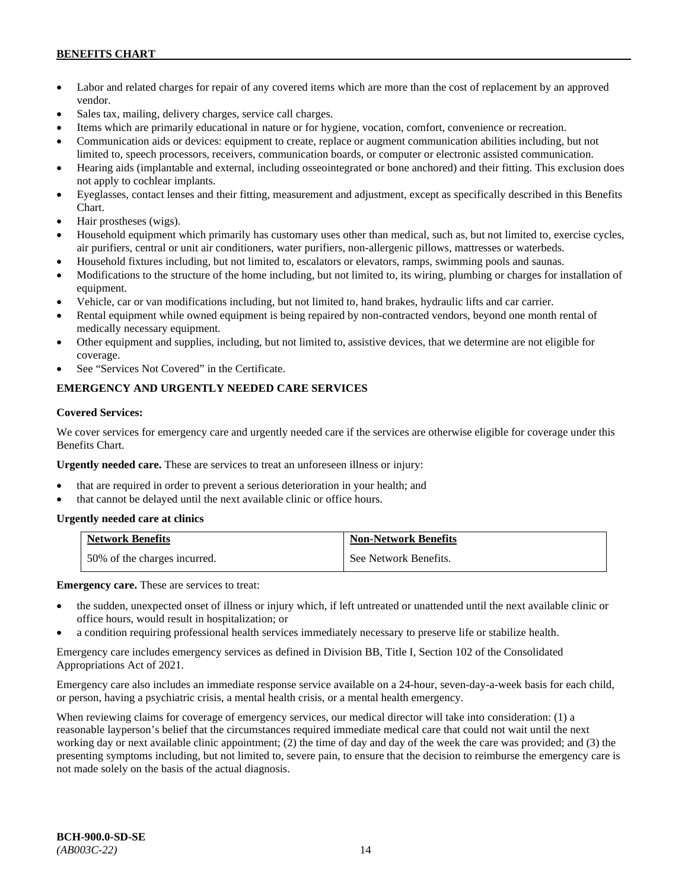- Labor and related charges for repair of any covered items which are more than the cost of replacement by an approved vendor.
- Sales tax, mailing, delivery charges, service call charges.
- Items which are primarily educational in nature or for hygiene, vocation, comfort, convenience or recreation.
- Communication aids or devices: equipment to create, replace or augment communication abilities including, but not limited to, speech processors, receivers, communication boards, or computer or electronic assisted communication.
- Hearing aids (implantable and external, including osseointegrated or bone anchored) and their fitting. This exclusion does not apply to cochlear implants.
- Eyeglasses, contact lenses and their fitting, measurement and adjustment, except as specifically described in this Benefits Chart.
- Hair prostheses (wigs).
- Household equipment which primarily has customary uses other than medical, such as, but not limited to, exercise cycles, air purifiers, central or unit air conditioners, water purifiers, non-allergenic pillows, mattresses or waterbeds.
- Household fixtures including, but not limited to, escalators or elevators, ramps, swimming pools and saunas.
- Modifications to the structure of the home including, but not limited to, its wiring, plumbing or charges for installation of equipment.
- Vehicle, car or van modifications including, but not limited to, hand brakes, hydraulic lifts and car carrier.
- Rental equipment while owned equipment is being repaired by non-contracted vendors, beyond one month rental of medically necessary equipment.
- Other equipment and supplies, including, but not limited to, assistive devices, that we determine are not eligible for coverage.
- See "Services Not Covered" in the Certificate.

## EMERGENCY AND URGENTLY NEEDED CARE SERVICES

**Covered Services:**

We cover services for emergency care and urgently needed care if the services are otherwise eligible for coverage under this Benefits Chart.

**Urgently needed care.** These are services to treat an unforeseen illness or injury:

- that are required in order to prevent a serious deterioration in your health; and
- that cannot be delayed until the next available clinic or office hours.

**Urgently needed care at clinics**

| Network Benefits | Non-Network Benefits |
|---|---|
| 50% of the charges incurred. | See Network Benefits. |

**Emergency care.** These are services to treat:

- the sudden, unexpected onset of illness or injury which, if left untreated or unattended until the next available clinic or office hours, would result in hospitalization; or
- a condition requiring professional health services immediately necessary to preserve life or stabilize health.

Emergency care includes emergency services as defined in Division BB, Title I, Section 102 of the Consolidated Appropriations Act of 2021.

Emergency care also includes an immediate response service available on a 24-hour, seven-day-a-week basis for each child, or person, having a psychiatric crisis, a mental health crisis, or a mental health emergency.

When reviewing claims for coverage of emergency services, our medical director will take into consideration: (1) a reasonable layperson's belief that the circumstances required immediate medical care that could not wait until the next working day or next available clinic appointment; (2) the time of day and day of the week the care was provided; and (3) the presenting symptoms including, but not limited to, severe pain, to ensure that the decision to reimburse the emergency care is not made solely on the basis of the actual diagnosis.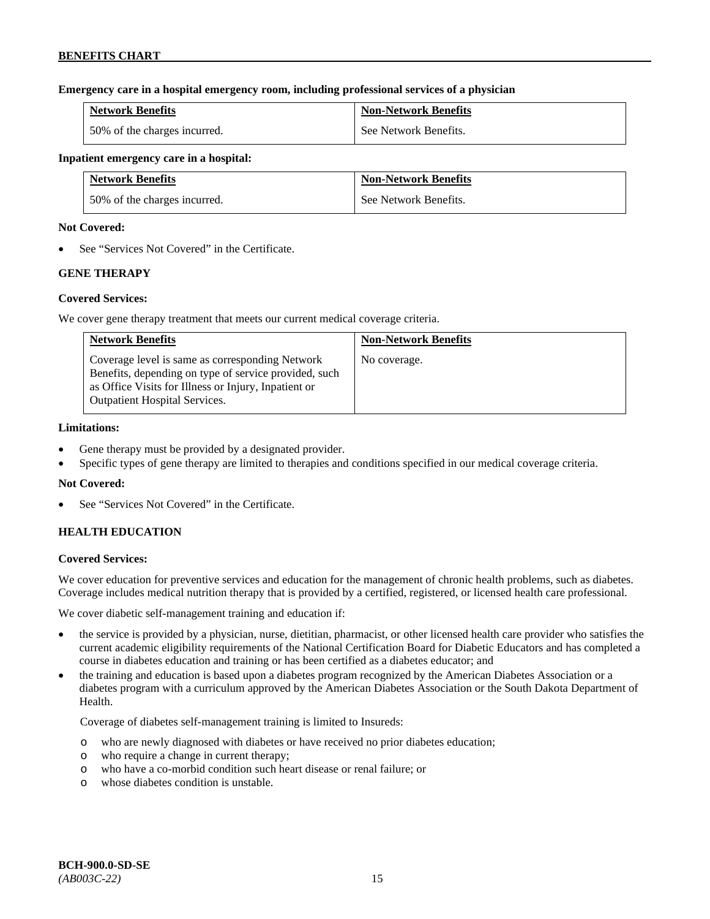**Emergency care in a hospital emergency room, including professional services of a physician**

| Network Benefits | Non-Network Benefits |
| --- | --- |
| 50% of the charges incurred. | See Network Benefits. |

**Inpatient emergency care in a hospital:**

| Network Benefits | Non-Network Benefits |
| --- | --- |
| 50% of the charges incurred. | See Network Benefits. |

**Not Covered:**

- See "Services Not Covered" in the Certificate.

### GENE THERAPY

**Covered Services:**

We cover gene therapy treatment that meets our current medical coverage criteria.

| Network Benefits | Non-Network Benefits |
| --- | --- |
| Coverage level is same as corresponding Network Benefits, depending on type of service provided, such as Office Visits for Illness or Injury, Inpatient or Outpatient Hospital Services. | No coverage. |

**Limitations:**

- Gene therapy must be provided by a designated provider.
- Specific types of gene therapy are limited to therapies and conditions specified in our medical coverage criteria.

**Not Covered:**

- See "Services Not Covered" in the Certificate.

### HEALTH EDUCATION

**Covered Services:**

We cover education for preventive services and education for the management of chronic health problems, such as diabetes. Coverage includes medical nutrition therapy that is provided by a certified, registered, or licensed health care professional.

We cover diabetic self-management training and education if:

- the service is provided by a physician, nurse, dietitian, pharmacist, or other licensed health care provider who satisfies the current academic eligibility requirements of the National Certification Board for Diabetic Educators and has completed a course in diabetes education and training or has been certified as a diabetes educator; and
- the training and education is based upon a diabetes program recognized by the American Diabetes Association or a diabetes program with a curriculum approved by the American Diabetes Association or the South Dakota Department of Health.

  Coverage of diabetes self-management training is limited to Insureds:

  - who are newly diagnosed with diabetes or have received no prior diabetes education;
  - who require a change in current therapy;
  - who have a co-morbid condition such heart disease or renal failure; or
  - whose diabetes condition is unstable.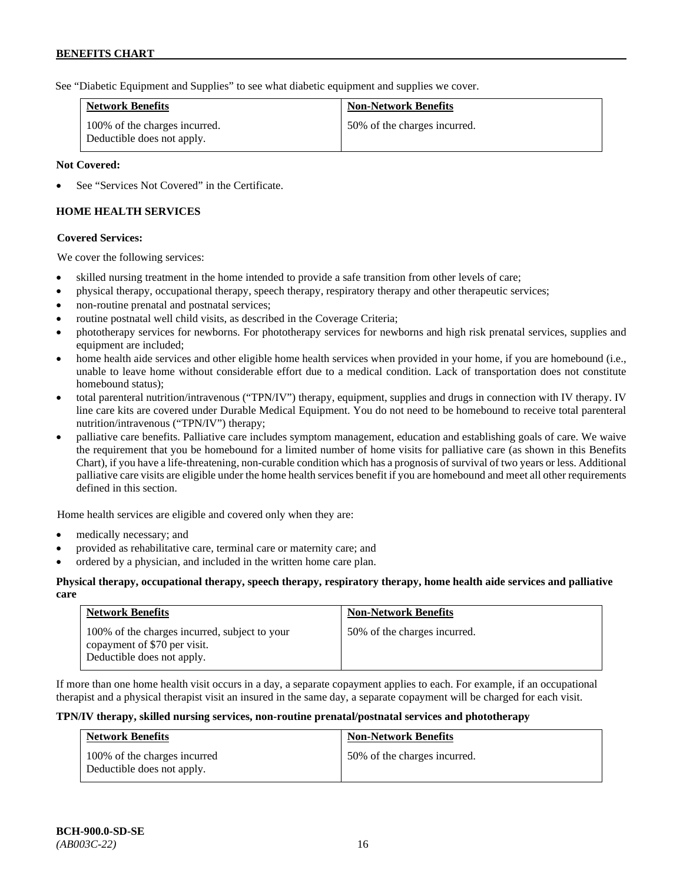See "Diabetic Equipment and Supplies" to see what diabetic equipment and supplies we cover.

| Network Benefits | Non-Network Benefits |
|---|---|
| 100% of the charges incurred. Deductible does not apply. | 50% of the charges incurred. |

**Not Covered:**

- See "Services Not Covered" in the Certificate.

**HOME HEALTH SERVICES**

**Covered Services:**

We cover the following services:

- skilled nursing treatment in the home intended to provide a safe transition from other levels of care;
- physical therapy, occupational therapy, speech therapy, respiratory therapy and other therapeutic services;
- non-routine prenatal and postnatal services;
- routine postnatal well child visits, as described in the Coverage Criteria;
- phototherapy services for newborns. For phototherapy services for newborns and high risk prenatal services, supplies and equipment are included;
- home health aide services and other eligible home health services when provided in your home, if you are homebound (i.e., unable to leave home without considerable effort due to a medical condition. Lack of transportation does not constitute homebound status);
- total parenteral nutrition/intravenous ("TPN/IV") therapy, equipment, supplies and drugs in connection with IV therapy. IV line care kits are covered under Durable Medical Equipment. You do not need to be homebound to receive total parenteral nutrition/intravenous ("TPN/IV") therapy;
- palliative care benefits. Palliative care includes symptom management, education and establishing goals of care. We waive the requirement that you be homebound for a limited number of home visits for palliative care (as shown in this Benefits Chart), if you have a life-threatening, non-curable condition which has a prognosis of survival of two years or less. Additional palliative care visits are eligible under the home health services benefit if you are homebound and meet all other requirements defined in this section.

Home health services are eligible and covered only when they are:

- medically necessary; and
- provided as rehabilitative care, terminal care or maternity care; and
- ordered by a physician, and included in the written home care plan.

**Physical therapy, occupational therapy, speech therapy, respiratory therapy, home health aide services and palliative care**

| Network Benefits | Non-Network Benefits |
|---|---|
| 100% of the charges incurred, subject to your copayment of $70 per visit. Deductible does not apply. | 50% of the charges incurred. |

If more than one home health visit occurs in a day, a separate copayment applies to each. For example, if an occupational therapist and a physical therapist visit an insured in the same day, a separate copayment will be charged for each visit.

**TPN/IV therapy, skilled nursing services, non-routine prenatal/postnatal services and phototherapy**

| Network Benefits | Non-Network Benefits |
|---|---|
| 100% of the charges incurred Deductible does not apply. | 50% of the charges incurred. |

BCH-900.0-SD-SE
*(AB003C-22)*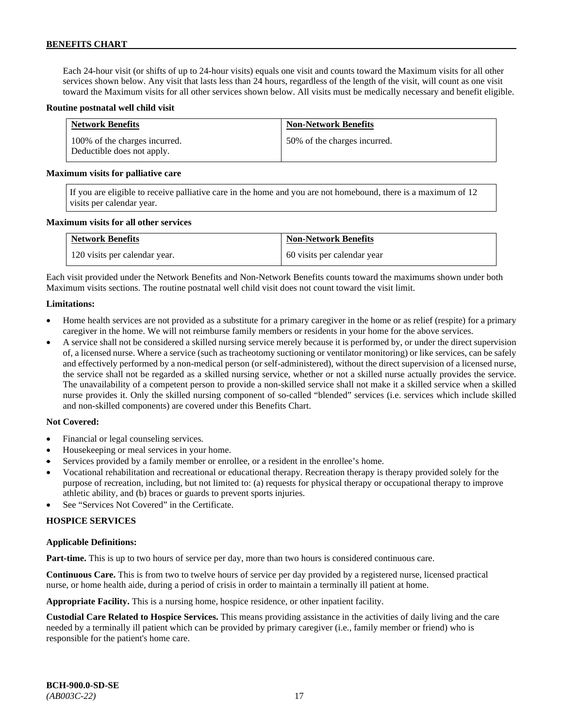Each 24-hour visit (or shifts of up to 24-hour visits) equals one visit and counts toward the Maximum visits for all other services shown below. Any visit that lasts less than 24 hours, regardless of the length of the visit, will count as one visit toward the Maximum visits for all other services shown below. All visits must be medically necessary and benefit eligible.

**Routine postnatal well child visit**

| Network Benefits | Non-Network Benefits |
|---|---|
| 100% of the charges incurred. Deductible does not apply. | 50% of the charges incurred. |

**Maximum visits for palliative care**

If you are eligible to receive palliative care in the home and you are not homebound, there is a maximum of 12 visits per calendar year.

**Maximum visits for all other services**

| Network Benefits | Non-Network Benefits |
|---|---|
| 120 visits per calendar year. | 60 visits per calendar year |

Each visit provided under the Network Benefits and Non-Network Benefits counts toward the maximums shown under both Maximum visits sections. The routine postnatal well child visit does not count toward the visit limit.

**Limitations:**

- Home health services are not provided as a substitute for a primary caregiver in the home or as relief (respite) for a primary caregiver in the home. We will not reimburse family members or residents in your home for the above services.
- A service shall not be considered a skilled nursing service merely because it is performed by, or under the direct supervision of, a licensed nurse. Where a service (such as tracheotomy suctioning or ventilator monitoring) or like services, can be safely and effectively performed by a non-medical person (or self-administered), without the direct supervision of a licensed nurse, the service shall not be regarded as a skilled nursing service, whether or not a skilled nurse actually provides the service. The unavailability of a competent person to provide a non-skilled service shall not make it a skilled service when a skilled nurse provides it. Only the skilled nursing component of so-called "blended" services (i.e. services which include skilled and non-skilled components) are covered under this Benefits Chart.

**Not Covered:**

- Financial or legal counseling services.
- Housekeeping or meal services in your home.
- Services provided by a family member or enrollee, or a resident in the enrollee's home.
- Vocational rehabilitation and recreational or educational therapy. Recreation therapy is therapy provided solely for the purpose of recreation, including, but not limited to: (a) requests for physical therapy or occupational therapy to improve athletic ability, and (b) braces or guards to prevent sports injuries.
- See "Services Not Covered" in the Certificate.

## HOSPICE SERVICES

**Applicable Definitions:**

**Part-time.** This is up to two hours of service per day, more than two hours is considered continuous care.

**Continuous Care.** This is from two to twelve hours of service per day provided by a registered nurse, licensed practical nurse, or home health aide, during a period of crisis in order to maintain a terminally ill patient at home.

**Appropriate Facility.** This is a nursing home, hospice residence, or other inpatient facility.

**Custodial Care Related to Hospice Services.** This means providing assistance in the activities of daily living and the care needed by a terminally ill patient which can be provided by primary caregiver (i.e., family member or friend) who is responsible for the patient's home care.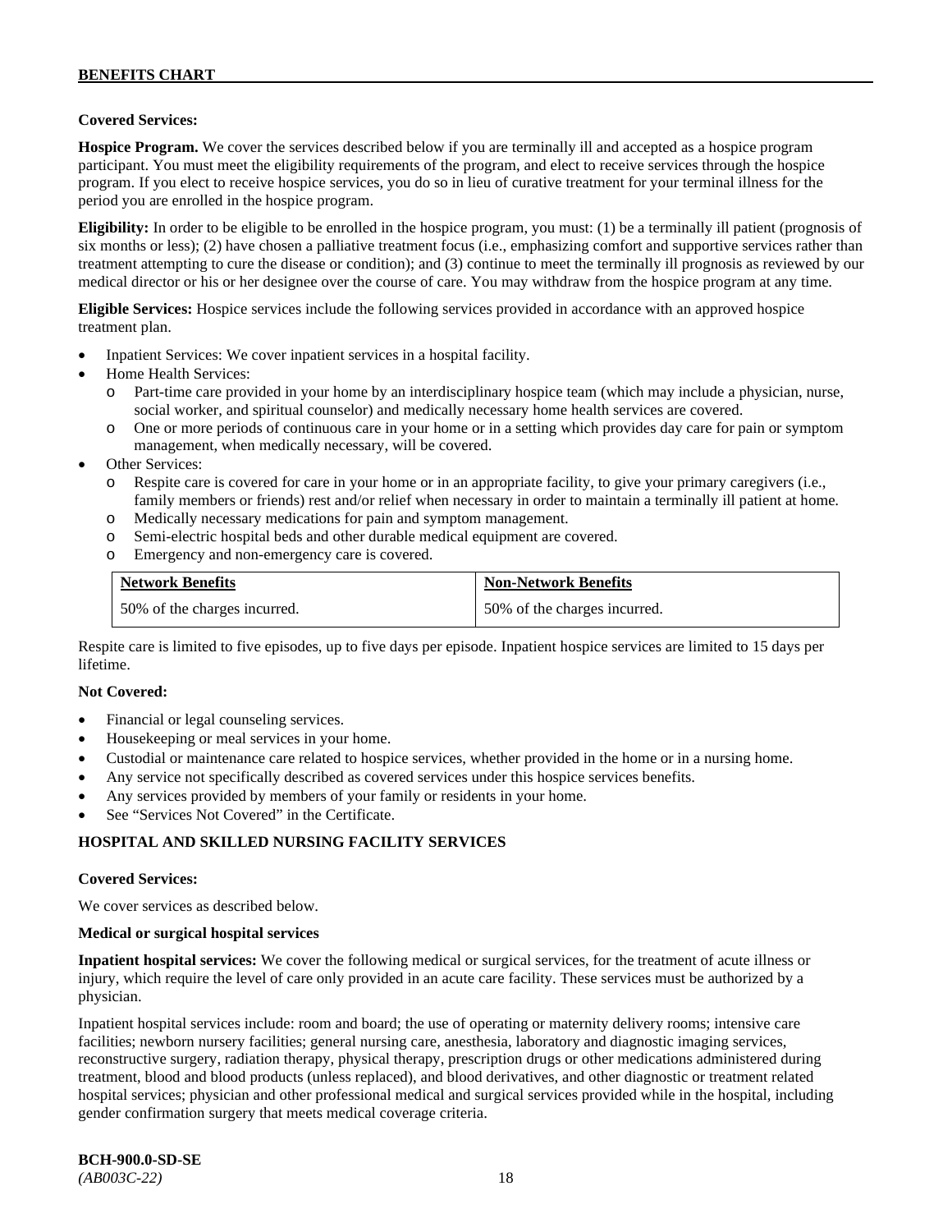**Covered Services:**

**Hospice Program.** We cover the services described below if you are terminally ill and accepted as a hospice program participant. You must meet the eligibility requirements of the program, and elect to receive services through the hospice program. If you elect to receive hospice services, you do so in lieu of curative treatment for your terminal illness for the period you are enrolled in the hospice program.

**Eligibility:** In order to be eligible to be enrolled in the hospice program, you must: (1) be a terminally ill patient (prognosis of six months or less); (2) have chosen a palliative treatment focus (i.e., emphasizing comfort and supportive services rather than treatment attempting to cure the disease or condition); and (3) continue to meet the terminally ill prognosis as reviewed by our medical director or his or her designee over the course of care. You may withdraw from the hospice program at any time.

**Eligible Services:** Hospice services include the following services provided in accordance with an approved hospice treatment plan.

- Inpatient Services: We cover inpatient services in a hospital facility.
- Home Health Services:
  - Part-time care provided in your home by an interdisciplinary hospice team (which may include a physician, nurse, social worker, and spiritual counselor) and medically necessary home health services are covered.
  - One or more periods of continuous care in your home or in a setting which provides day care for pain or symptom management, when medically necessary, will be covered.
- Other Services:
  - Respite care is covered for care in your home or in an appropriate facility, to give your primary caregivers (i.e., family members or friends) rest and/or relief when necessary in order to maintain a terminally ill patient at home.
  - Medically necessary medications for pain and symptom management.
  - Semi-electric hospital beds and other durable medical equipment are covered.
  - Emergency and non-emergency care is covered.

| Network Benefits | Non-Network Benefits |
|---|---|
| 50% of the charges incurred. | 50% of the charges incurred. |

Respite care is limited to five episodes, up to five days per episode. Inpatient hospice services are limited to 15 days per lifetime.

**Not Covered:**

- Financial or legal counseling services.
- Housekeeping or meal services in your home.
- Custodial or maintenance care related to hospice services, whether provided in the home or in a nursing home.
- Any service not specifically described as covered services under this hospice services benefits.
- Any services provided by members of your family or residents in your home.
- See "Services Not Covered" in the Certificate.

## HOSPITAL AND SKILLED NURSING FACILITY SERVICES

**Covered Services:**

We cover services as described below.

**Medical or surgical hospital services**

**Inpatient hospital services:** We cover the following medical or surgical services, for the treatment of acute illness or injury, which require the level of care only provided in an acute care facility. These services must be authorized by a physician.

Inpatient hospital services include: room and board; the use of operating or maternity delivery rooms; intensive care facilities; newborn nursery facilities; general nursing care, anesthesia, laboratory and diagnostic imaging services, reconstructive surgery, radiation therapy, physical therapy, prescription drugs or other medications administered during treatment, blood and blood products (unless replaced), and blood derivatives, and other diagnostic or treatment related hospital services; physician and other professional medical and surgical services provided while in the hospital, including gender confirmation surgery that meets medical coverage criteria.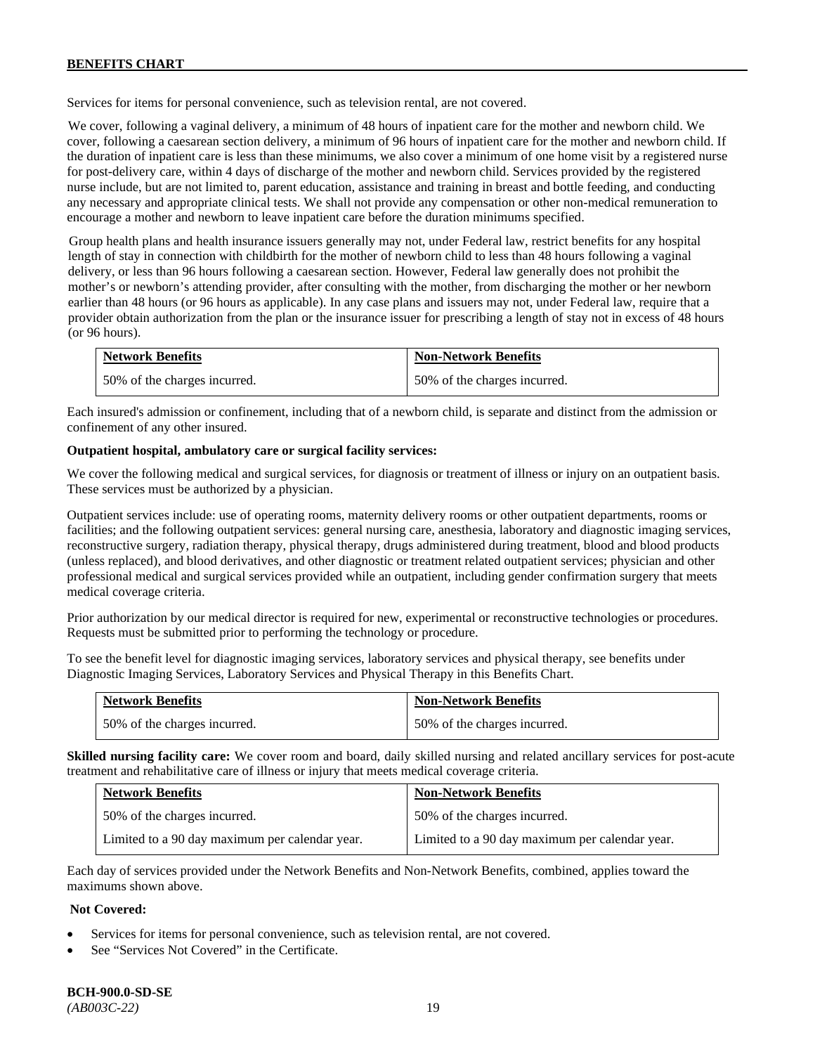Services for items for personal convenience, such as television rental, are not covered.

We cover, following a vaginal delivery, a minimum of 48 hours of inpatient care for the mother and newborn child. We cover, following a caesarean section delivery, a minimum of 96 hours of inpatient care for the mother and newborn child. If the duration of inpatient care is less than these minimums, we also cover a minimum of one home visit by a registered nurse for post-delivery care, within 4 days of discharge of the mother and newborn child. Services provided by the registered nurse include, but are not limited to, parent education, assistance and training in breast and bottle feeding, and conducting any necessary and appropriate clinical tests. We shall not provide any compensation or other non-medical remuneration to encourage a mother and newborn to leave inpatient care before the duration minimums specified.

Group health plans and health insurance issuers generally may not, under Federal law, restrict benefits for any hospital length of stay in connection with childbirth for the mother of newborn child to less than 48 hours following a vaginal delivery, or less than 96 hours following a caesarean section. However, Federal law generally does not prohibit the mother's or newborn's attending provider, after consulting with the mother, from discharging the mother or her newborn earlier than 48 hours (or 96 hours as applicable). In any case plans and issuers may not, under Federal law, require that a provider obtain authorization from the plan or the insurance issuer for prescribing a length of stay not in excess of 48 hours (or 96 hours).

| Network Benefits | Non-Network Benefits |
|---|---|
| 50% of the charges incurred. | 50% of the charges incurred. |

Each insured's admission or confinement, including that of a newborn child, is separate and distinct from the admission or confinement of any other insured.

**Outpatient hospital, ambulatory care or surgical facility services:**

We cover the following medical and surgical services, for diagnosis or treatment of illness or injury on an outpatient basis. These services must be authorized by a physician.

Outpatient services include: use of operating rooms, maternity delivery rooms or other outpatient departments, rooms or facilities; and the following outpatient services: general nursing care, anesthesia, laboratory and diagnostic imaging services, reconstructive surgery, radiation therapy, physical therapy, drugs administered during treatment, blood and blood products (unless replaced), and blood derivatives, and other diagnostic or treatment related outpatient services; physician and other professional medical and surgical services provided while an outpatient, including gender confirmation surgery that meets medical coverage criteria.

Prior authorization by our medical director is required for new, experimental or reconstructive technologies or procedures. Requests must be submitted prior to performing the technology or procedure.

To see the benefit level for diagnostic imaging services, laboratory services and physical therapy, see benefits under Diagnostic Imaging Services, Laboratory Services and Physical Therapy in this Benefits Chart.

| Network Benefits | Non-Network Benefits |
|---|---|
| 50% of the charges incurred. | 50% of the charges incurred. |

**Skilled nursing facility care:** We cover room and board, daily skilled nursing and related ancillary services for post-acute treatment and rehabilitative care of illness or injury that meets medical coverage criteria.

| Network Benefits | Non-Network Benefits |
|---|---|
| 50% of the charges incurred. | 50% of the charges incurred. |
| Limited to a 90 day maximum per calendar year. | Limited to a 90 day maximum per calendar year. |

Each day of services provided under the Network Benefits and Non-Network Benefits, combined, applies toward the maximums shown above.

**Not Covered:**

- Services for items for personal convenience, such as television rental, are not covered.
- See "Services Not Covered" in the Certificate.

**BCH-900.0-SD-SE**
*(AB003C-22)*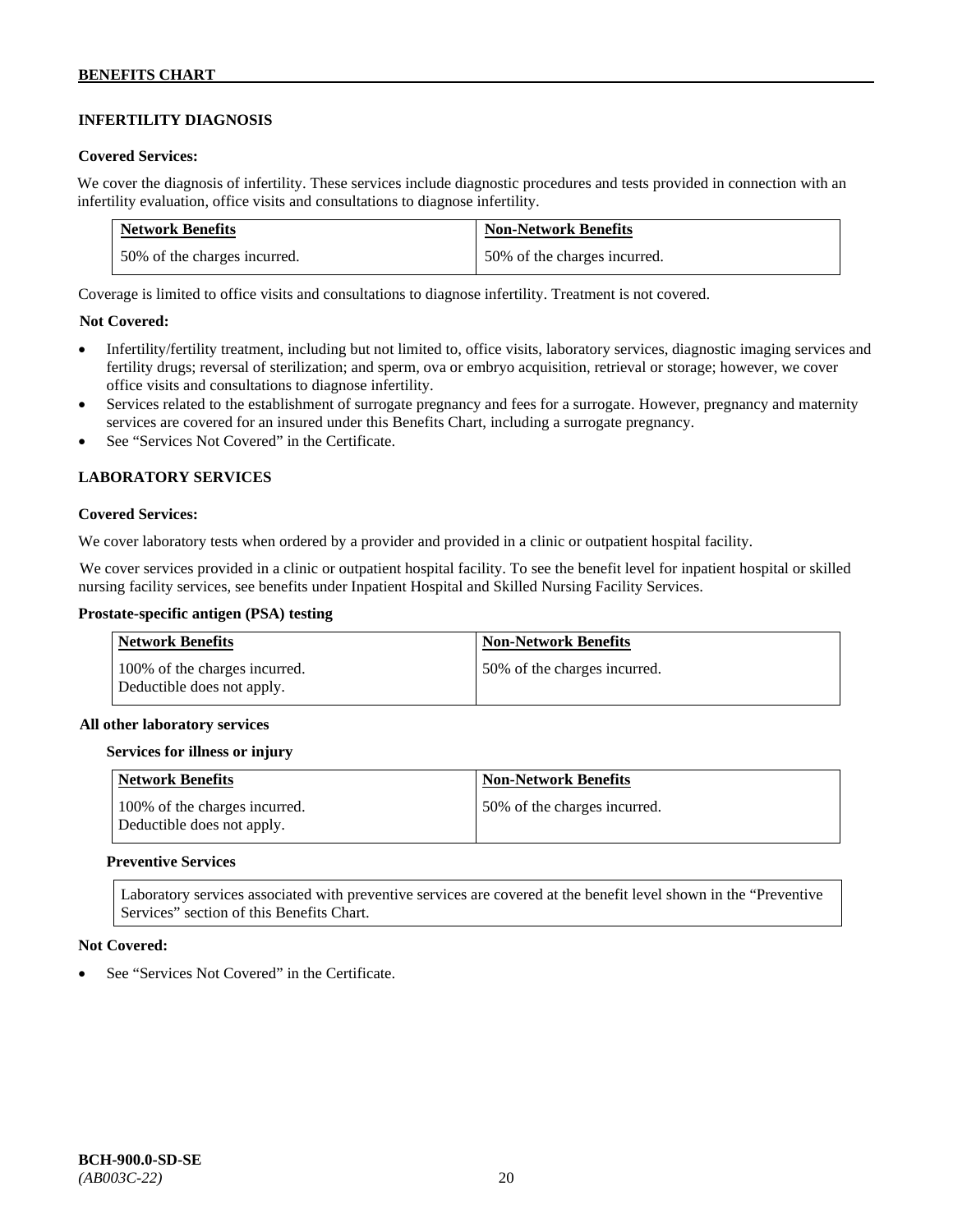## INFERTILITY DIAGNOSIS

**Covered Services:**

We cover the diagnosis of infertility. These services include diagnostic procedures and tests provided in connection with an infertility evaluation, office visits and consultations to diagnose infertility.

| Network Benefits | Non-Network Benefits |
|---|---|
| 50% of the charges incurred. | 50% of the charges incurred. |

Coverage is limited to office visits and consultations to diagnose infertility. Treatment is not covered.

**Not Covered:**

- Infertility/fertility treatment, including but not limited to, office visits, laboratory services, diagnostic imaging services and fertility drugs; reversal of sterilization; and sperm, ova or embryo acquisition, retrieval or storage; however, we cover office visits and consultations to diagnose infertility.
- Services related to the establishment of surrogate pregnancy and fees for a surrogate. However, pregnancy and maternity services are covered for an insured under this Benefits Chart, including a surrogate pregnancy.
- See "Services Not Covered" in the Certificate.

## LABORATORY SERVICES

**Covered Services:**

We cover laboratory tests when ordered by a provider and provided in a clinic or outpatient hospital facility.

We cover services provided in a clinic or outpatient hospital facility. To see the benefit level for inpatient hospital or skilled nursing facility services, see benefits under Inpatient Hospital and Skilled Nursing Facility Services.

**Prostate-specific antigen (PSA) testing**

| Network Benefits | Non-Network Benefits |
|---|---|
| 100% of the charges incurred. Deductible does not apply. | 50% of the charges incurred. |

**All other laboratory services**

**Services for illness or injury**

| Network Benefits | Non-Network Benefits |
|---|---|
| 100% of the charges incurred. Deductible does not apply. | 50% of the charges incurred. |

**Preventive Services**

Laboratory services associated with preventive services are covered at the benefit level shown in the "Preventive Services" section of this Benefits Chart.

**Not Covered:**

- See "Services Not Covered" in the Certificate.

**BCH-900.0-SD-SE**
*(AB003C-22)*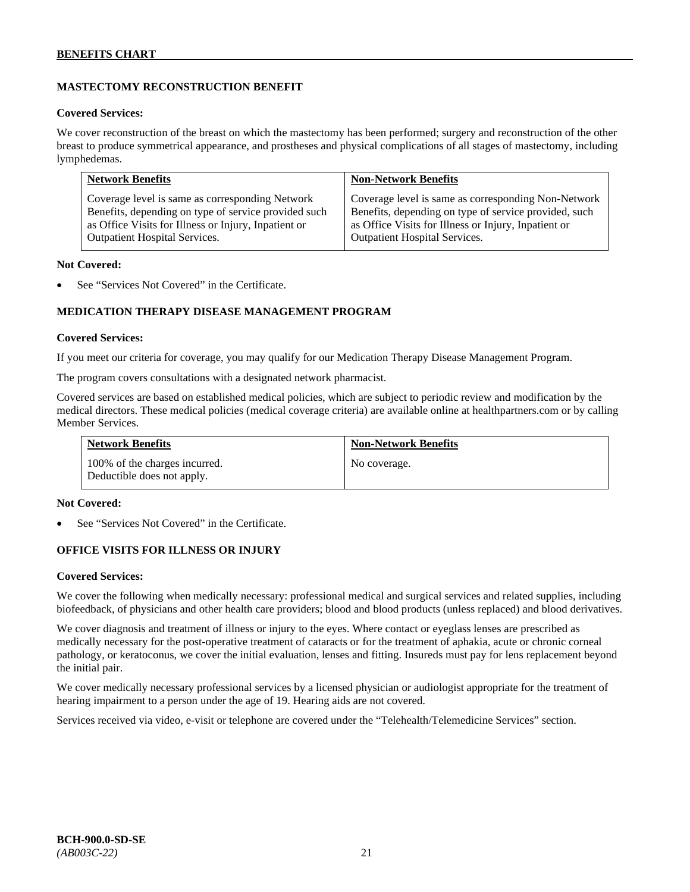## MASTECTOMY RECONSTRUCTION BENEFIT

**Covered Services:**

We cover reconstruction of the breast on which the mastectomy has been performed; surgery and reconstruction of the other breast to produce symmetrical appearance, and prostheses and physical complications of all stages of mastectomy, including lymphedemas.

| Network Benefits | Non-Network Benefits |
|---|---|
| Coverage level is same as corresponding Network Benefits, depending on type of service provided such as Office Visits for Illness or Injury, Inpatient or Outpatient Hospital Services. | Coverage level is same as corresponding Non-Network Benefits, depending on type of service provided, such as Office Visits for Illness or Injury, Inpatient or Outpatient Hospital Services. |

**Not Covered:**

- See "Services Not Covered" in the Certificate.

## MEDICATION THERAPY DISEASE MANAGEMENT PROGRAM

**Covered Services:**

If you meet our criteria for coverage, you may qualify for our Medication Therapy Disease Management Program.

The program covers consultations with a designated network pharmacist.

Covered services are based on established medical policies, which are subject to periodic review and modification by the medical directors. These medical policies (medical coverage criteria) are available online at healthpartners.com or by calling Member Services.

| Network Benefits | Non-Network Benefits |
|---|---|
| 100% of the charges incurred. Deductible does not apply. | No coverage. |

**Not Covered:**

- See "Services Not Covered" in the Certificate.

## OFFICE VISITS FOR ILLNESS OR INJURY

**Covered Services:**

We cover the following when medically necessary: professional medical and surgical services and related supplies, including biofeedback, of physicians and other health care providers; blood and blood products (unless replaced) and blood derivatives.

We cover diagnosis and treatment of illness or injury to the eyes. Where contact or eyeglass lenses are prescribed as medically necessary for the post-operative treatment of cataracts or for the treatment of aphakia, acute or chronic corneal pathology, or keratoconus, we cover the initial evaluation, lenses and fitting. Insureds must pay for lens replacement beyond the initial pair.

We cover medically necessary professional services by a licensed physician or audiologist appropriate for the treatment of hearing impairment to a person under the age of 19. Hearing aids are not covered.

Services received via video, e-visit or telephone are covered under the "Telehealth/Telemedicine Services" section.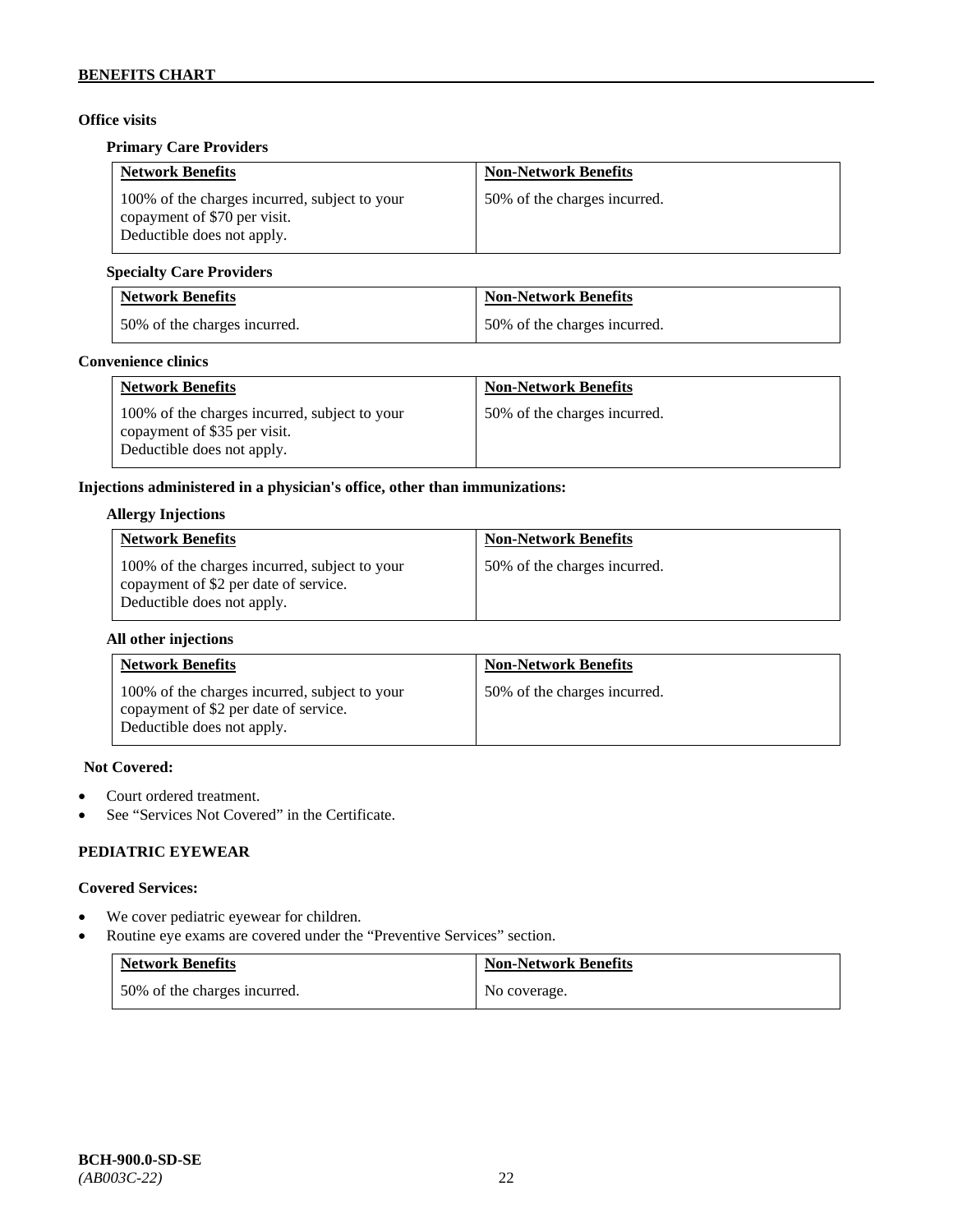**Office visits**

**Primary Care Providers**

| Network Benefits | Non-Network Benefits |
|---|---|
| 100% of the charges incurred, subject to your copayment of $70 per visit. Deductible does not apply. | 50% of the charges incurred. |

**Specialty Care Providers**

| Network Benefits | Non-Network Benefits |
|---|---|
| 50% of the charges incurred. | 50% of the charges incurred. |

**Convenience clinics**

| Network Benefits | Non-Network Benefits |
|---|---|
| 100% of the charges incurred, subject to your copayment of $35 per visit. Deductible does not apply. | 50% of the charges incurred. |

**Injections administered in a physician's office, other than immunizations:**

**Allergy Injections**

| Network Benefits | Non-Network Benefits |
|---|---|
| 100% of the charges incurred, subject to your copayment of $2 per date of service. Deductible does not apply. | 50% of the charges incurred. |

**All other injections**

| Network Benefits | Non-Network Benefits |
|---|---|
| 100% of the charges incurred, subject to your copayment of $2 per date of service. Deductible does not apply. | 50% of the charges incurred. |

**Not Covered:**

- Court ordered treatment.
- See "Services Not Covered" in the Certificate.

### PEDIATRIC EYEWEAR

**Covered Services:**

- We cover pediatric eyewear for children.
- Routine eye exams are covered under the "Preventive Services" section.

| Network Benefits | Non-Network Benefits |
|---|---|
| 50% of the charges incurred. | No coverage. |

**BCH-900.0-SD-SE**
*(AB003C-22)*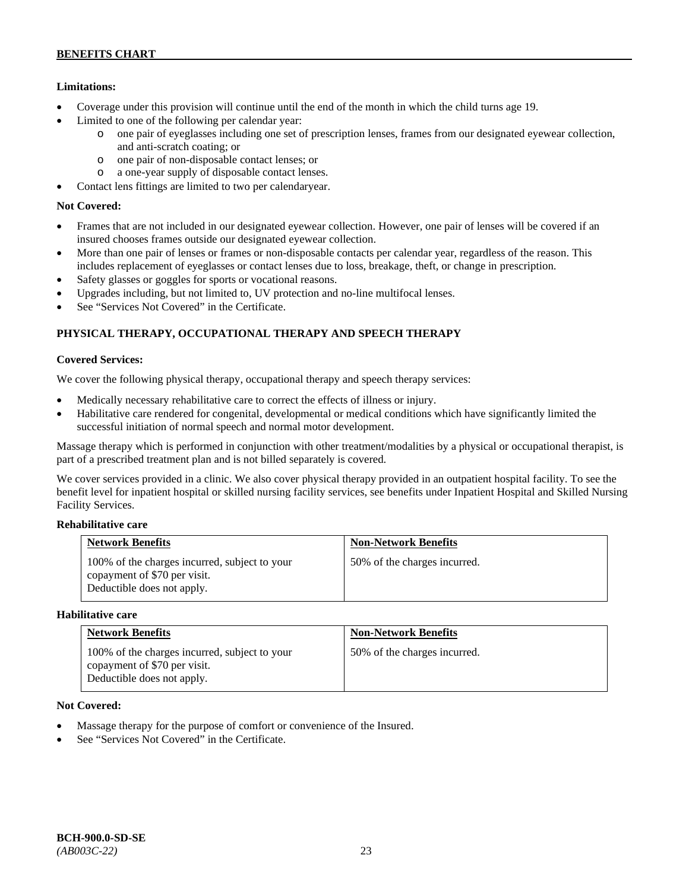**Limitations:**

- Coverage under this provision will continue until the end of the month in which the child turns age 19.
- Limited to one of the following per calendar year:
  - one pair of eyeglasses including one set of prescription lenses, frames from our designated eyewear collection, and anti-scratch coating; or
  - one pair of non-disposable contact lenses; or
  - a one-year supply of disposable contact lenses.
- Contact lens fittings are limited to two per calendaryear.

**Not Covered:**

- Frames that are not included in our designated eyewear collection. However, one pair of lenses will be covered if an insured chooses frames outside our designated eyewear collection.
- More than one pair of lenses or frames or non-disposable contacts per calendar year, regardless of the reason. This includes replacement of eyeglasses or contact lenses due to loss, breakage, theft, or change in prescription.
- Safety glasses or goggles for sports or vocational reasons.
- Upgrades including, but not limited to, UV protection and no-line multifocal lenses.
- See "Services Not Covered" in the Certificate.

## PHYSICAL THERAPY, OCCUPATIONAL THERAPY AND SPEECH THERAPY

**Covered Services:**

We cover the following physical therapy, occupational therapy and speech therapy services:

- Medically necessary rehabilitative care to correct the effects of illness or injury.
- Habilitative care rendered for congenital, developmental or medical conditions which have significantly limited the successful initiation of normal speech and normal motor development.

Massage therapy which is performed in conjunction with other treatment/modalities by a physical or occupational therapist, is part of a prescribed treatment plan and is not billed separately is covered.

We cover services provided in a clinic. We also cover physical therapy provided in an outpatient hospital facility. To see the benefit level for inpatient hospital or skilled nursing facility services, see benefits under Inpatient Hospital and Skilled Nursing Facility Services.

**Rehabilitative care**

| Network Benefits | Non-Network Benefits |
|---|---|
| 100% of the charges incurred, subject to your copayment of $70 per visit. Deductible does not apply. | 50% of the charges incurred. |

**Habilitative care**

| Network Benefits | Non-Network Benefits |
|---|---|
| 100% of the charges incurred, subject to your copayment of $70 per visit. Deductible does not apply. | 50% of the charges incurred. |

**Not Covered:**

- Massage therapy for the purpose of comfort or convenience of the Insured.
- See "Services Not Covered" in the Certificate.

**BCH-900.0-SD-SE**
*(AB003C-22)*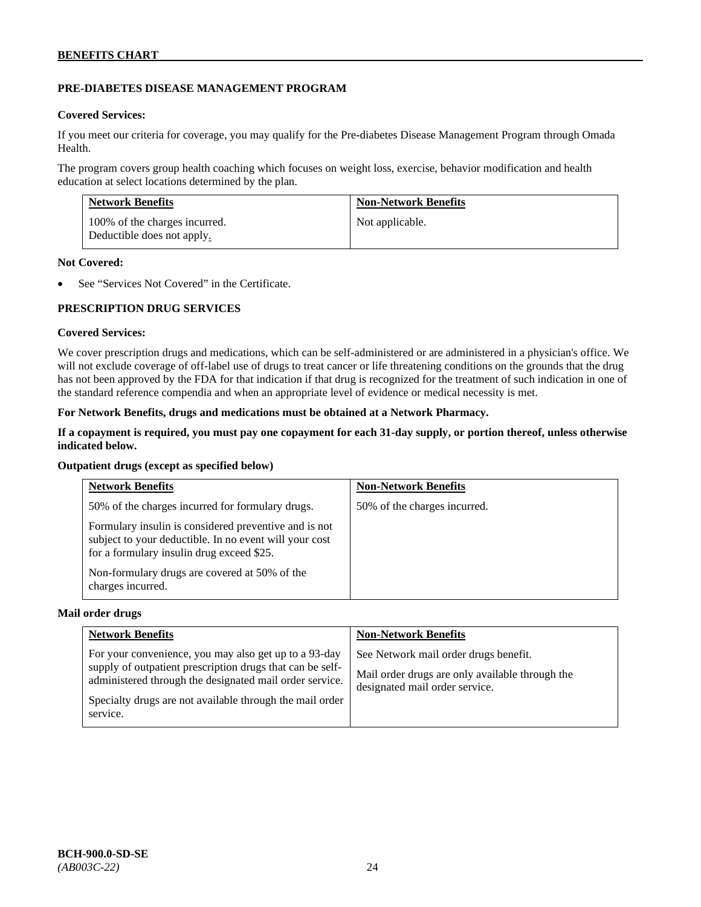## PRE-DIABETES DISEASE MANAGEMENT PROGRAM

**Covered Services:**

If you meet our criteria for coverage, you may qualify for the Pre-diabetes Disease Management Program through Omada Health.

The program covers group health coaching which focuses on weight loss, exercise, behavior modification and health education at select locations determined by the plan.

| Network Benefits | Non-Network Benefits |
|---|---|
| 100% of the charges incurred. Deductible does not apply. | Not applicable. |

**Not Covered:**

- See "Services Not Covered" in the Certificate.

## PRESCRIPTION DRUG SERVICES

**Covered Services:**

We cover prescription drugs and medications, which can be self-administered or are administered in a physician's office. We will not exclude coverage of off-label use of drugs to treat cancer or life threatening conditions on the grounds that the drug has not been approved by the FDA for that indication if that drug is recognized for the treatment of such indication in one of the standard reference compendia and when an appropriate level of evidence or medical necessity is met.

**For Network Benefits, drugs and medications must be obtained at a Network Pharmacy.**

**If a copayment is required, you must pay one copayment for each 31-day supply, or portion thereof, unless otherwise indicated below.**

**Outpatient drugs (except as specified below)**

| Network Benefits | Non-Network Benefits |
|---|---|
| 50% of the charges incurred for formulary drugs.<br><br>Formulary insulin is considered preventive and is not subject to your deductible. In no event will your cost for a formulary insulin drug exceed $25.<br><br>Non-formulary drugs are covered at 50% of the charges incurred. | 50% of the charges incurred. |

**Mail order drugs**

| Network Benefits | Non-Network Benefits |
|---|---|
| For your convenience, you may also get up to a 93-day supply of outpatient prescription drugs that can be self-administered through the designated mail order service.<br><br>Specialty drugs are not available through the mail order service. | See Network mail order drugs benefit.<br><br>Mail order drugs are only available through the designated mail order service. |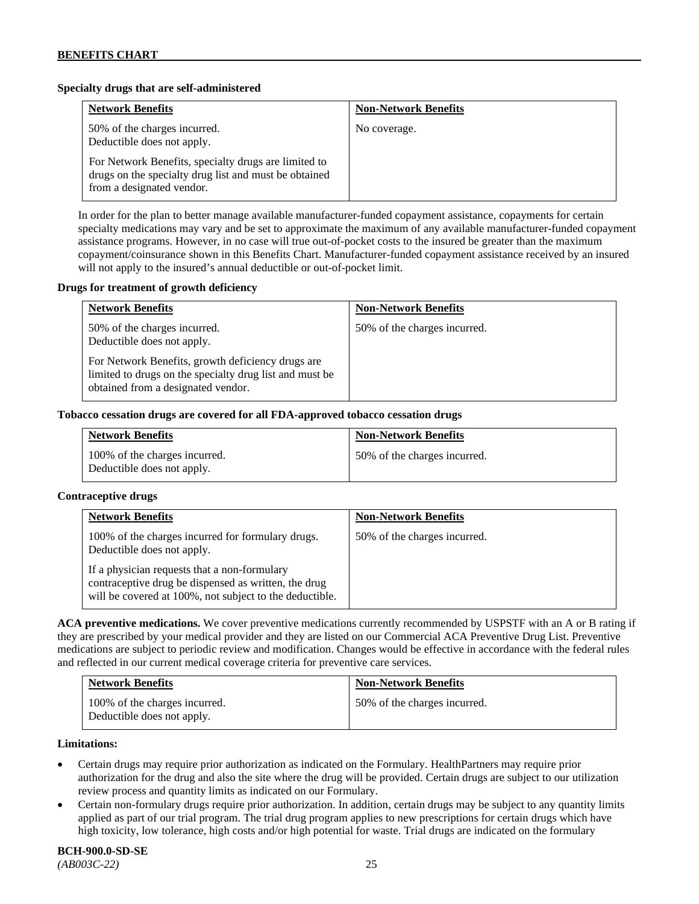**Specialty drugs that are self-administered**

| Network Benefits | Non-Network Benefits |
|---|---|
| 50% of the charges incurred. Deductible does not apply.<br><br>For Network Benefits, specialty drugs are limited to drugs on the specialty drug list and must be obtained from a designated vendor. | No coverage. |

In order for the plan to better manage available manufacturer-funded copayment assistance, copayments for certain specialty medications may vary and be set to approximate the maximum of any available manufacturer-funded copayment assistance programs. However, in no case will true out-of-pocket costs to the insured be greater than the maximum copayment/coinsurance shown in this Benefits Chart. Manufacturer-funded copayment assistance received by an insured will not apply to the insured's annual deductible or out-of-pocket limit.

**Drugs for treatment of growth deficiency**

| Network Benefits | Non-Network Benefits |
|---|---|
| 50% of the charges incurred. Deductible does not apply.<br><br>For Network Benefits, growth deficiency drugs are limited to drugs on the specialty drug list and must be obtained from a designated vendor. | 50% of the charges incurred. |

**Tobacco cessation drugs are covered for all FDA-approved tobacco cessation drugs**

| Network Benefits | Non-Network Benefits |
|---|---|
| 100% of the charges incurred. Deductible does not apply. | 50% of the charges incurred. |

**Contraceptive drugs**

| Network Benefits | Non-Network Benefits |
|---|---|
| 100% of the charges incurred for formulary drugs. Deductible does not apply.<br><br>If a physician requests that a non-formulary contraceptive drug be dispensed as written, the drug will be covered at 100%, not subject to the deductible. | 50% of the charges incurred. |

**ACA preventive medications.** We cover preventive medications currently recommended by USPSTF with an A or B rating if they are prescribed by your medical provider and they are listed on our Commercial ACA Preventive Drug List. Preventive medications are subject to periodic review and modification. Changes would be effective in accordance with the federal rules and reflected in our current medical coverage criteria for preventive care services.

| Network Benefits | Non-Network Benefits |
|---|---|
| 100% of the charges incurred. Deductible does not apply. | 50% of the charges incurred. |

**Limitations:**

- Certain drugs may require prior authorization as indicated on the Formulary. HealthPartners may require prior authorization for the drug and also the site where the drug will be provided. Certain drugs are subject to our utilization review process and quantity limits as indicated on our Formulary.
- Certain non-formulary drugs require prior authorization. In addition, certain drugs may be subject to any quantity limits applied as part of our trial program. The trial drug program applies to new prescriptions for certain drugs which have high toxicity, low tolerance, high costs and/or high potential for waste. Trial drugs are indicated on the formulary

**BCH-900.0-SD-SE**
*(AB003C-22)*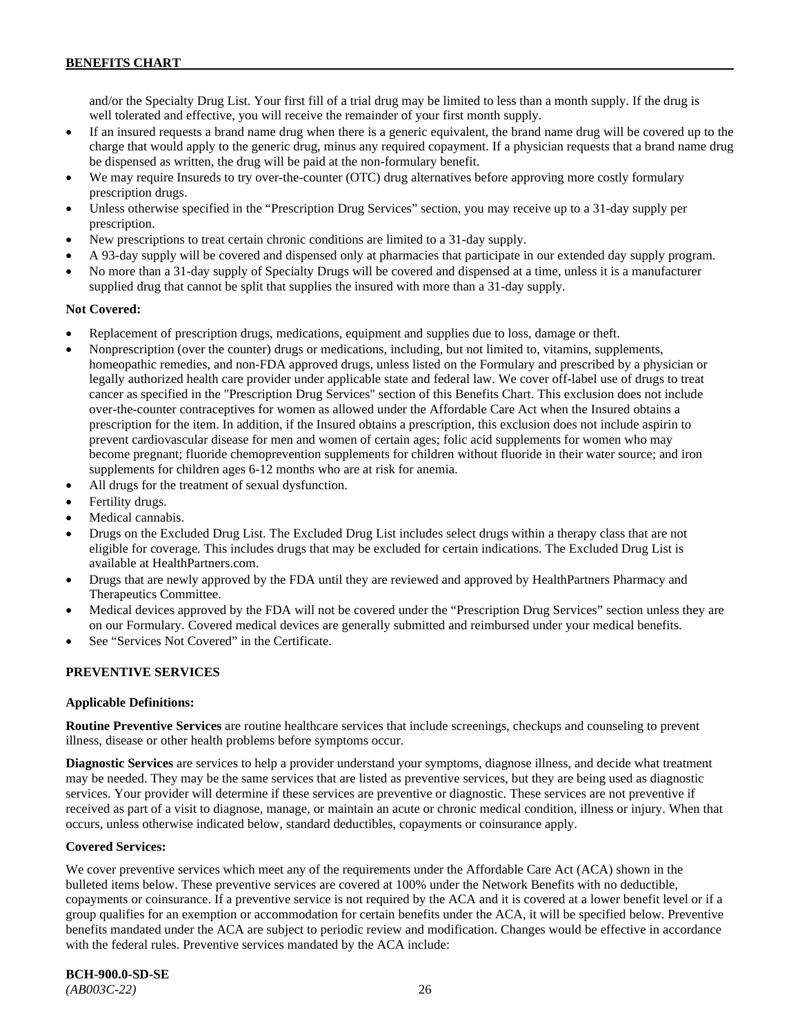and/or the Specialty Drug List. Your first fill of a trial drug may be limited to less than a month supply. If the drug is well tolerated and effective, you will receive the remainder of your first month supply.

- If an insured requests a brand name drug when there is a generic equivalent, the brand name drug will be covered up to the charge that would apply to the generic drug, minus any required copayment. If a physician requests that a brand name drug be dispensed as written, the drug will be paid at the non-formulary benefit.
- We may require Insureds to try over-the-counter (OTC) drug alternatives before approving more costly formulary prescription drugs.
- Unless otherwise specified in the "Prescription Drug Services" section, you may receive up to a 31-day supply per prescription.
- New prescriptions to treat certain chronic conditions are limited to a 31-day supply.
- A 93-day supply will be covered and dispensed only at pharmacies that participate in our extended day supply program.
- No more than a 31-day supply of Specialty Drugs will be covered and dispensed at a time, unless it is a manufacturer supplied drug that cannot be split that supplies the insured with more than a 31-day supply.

**Not Covered:**

- Replacement of prescription drugs, medications, equipment and supplies due to loss, damage or theft.
- Nonprescription (over the counter) drugs or medications, including, but not limited to, vitamins, supplements, homeopathic remedies, and non-FDA approved drugs, unless listed on the Formulary and prescribed by a physician or legally authorized health care provider under applicable state and federal law. We cover off-label use of drugs to treat cancer as specified in the "Prescription Drug Services" section of this Benefits Chart. This exclusion does not include over-the-counter contraceptives for women as allowed under the Affordable Care Act when the Insured obtains a prescription for the item. In addition, if the Insured obtains a prescription, this exclusion does not include aspirin to prevent cardiovascular disease for men and women of certain ages; folic acid supplements for women who may become pregnant; fluoride chemoprevention supplements for children without fluoride in their water source; and iron supplements for children ages 6-12 months who are at risk for anemia.
- All drugs for the treatment of sexual dysfunction.
- Fertility drugs.
- Medical cannabis.
- Drugs on the Excluded Drug List. The Excluded Drug List includes select drugs within a therapy class that are not eligible for coverage. This includes drugs that may be excluded for certain indications. The Excluded Drug List is available at HealthPartners.com.
- Drugs that are newly approved by the FDA until they are reviewed and approved by HealthPartners Pharmacy and Therapeutics Committee.
- Medical devices approved by the FDA will not be covered under the "Prescription Drug Services" section unless they are on our Formulary. Covered medical devices are generally submitted and reimbursed under your medical benefits.
- See "Services Not Covered" in the Certificate.

**PREVENTIVE SERVICES**

**Applicable Definitions:**

**Routine Preventive Services** are routine healthcare services that include screenings, checkups and counseling to prevent illness, disease or other health problems before symptoms occur.

**Diagnostic Services** are services to help a provider understand your symptoms, diagnose illness, and decide what treatment may be needed. They may be the same services that are listed as preventive services, but they are being used as diagnostic services. Your provider will determine if these services are preventive or diagnostic. These services are not preventive if received as part of a visit to diagnose, manage, or maintain an acute or chronic medical condition, illness or injury. When that occurs, unless otherwise indicated below, standard deductibles, copayments or coinsurance apply.

**Covered Services:**

We cover preventive services which meet any of the requirements under the Affordable Care Act (ACA) shown in the bulleted items below. These preventive services are covered at 100% under the Network Benefits with no deductible, copayments or coinsurance. If a preventive service is not required by the ACA and it is covered at a lower benefit level or if a group qualifies for an exemption or accommodation for certain benefits under the ACA, it will be specified below. Preventive benefits mandated under the ACA are subject to periodic review and modification. Changes would be effective in accordance with the federal rules. Preventive services mandated by the ACA include: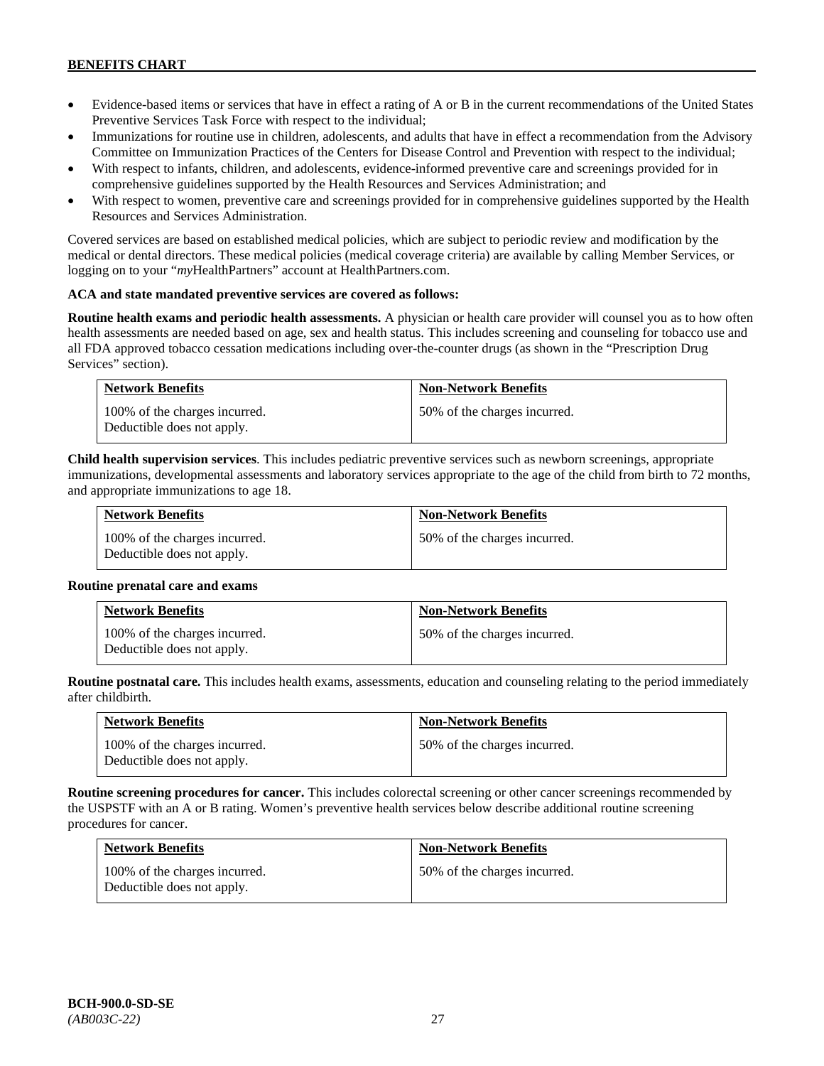- Evidence-based items or services that have in effect a rating of A or B in the current recommendations of the United States Preventive Services Task Force with respect to the individual;
- Immunizations for routine use in children, adolescents, and adults that have in effect a recommendation from the Advisory Committee on Immunization Practices of the Centers for Disease Control and Prevention with respect to the individual;
- With respect to infants, children, and adolescents, evidence-informed preventive care and screenings provided for in comprehensive guidelines supported by the Health Resources and Services Administration; and
- With respect to women, preventive care and screenings provided for in comprehensive guidelines supported by the Health Resources and Services Administration.

Covered services are based on established medical policies, which are subject to periodic review and modification by the medical or dental directors. These medical policies (medical coverage criteria) are available by calling Member Services, or logging on to your "*my*HealthPartners" account at HealthPartners.com.

**ACA and state mandated preventive services are covered as follows:**

**Routine health exams and periodic health assessments.** A physician or health care provider will counsel you as to how often health assessments are needed based on age, sex and health status. This includes screening and counseling for tobacco use and all FDA approved tobacco cessation medications including over-the-counter drugs (as shown in the "Prescription Drug Services" section).

| Network Benefits | Non-Network Benefits |
|---|---|
| 100% of the charges incurred. Deductible does not apply. | 50% of the charges incurred. |

**Child health supervision services**. This includes pediatric preventive services such as newborn screenings, appropriate immunizations, developmental assessments and laboratory services appropriate to the age of the child from birth to 72 months, and appropriate immunizations to age 18.

| Network Benefits | Non-Network Benefits |
|---|---|
| 100% of the charges incurred. Deductible does not apply. | 50% of the charges incurred. |

**Routine prenatal care and exams**

| Network Benefits | Non-Network Benefits |
|---|---|
| 100% of the charges incurred. Deductible does not apply. | 50% of the charges incurred. |

**Routine postnatal care.** This includes health exams, assessments, education and counseling relating to the period immediately after childbirth.

| Network Benefits | Non-Network Benefits |
|---|---|
| 100% of the charges incurred. Deductible does not apply. | 50% of the charges incurred. |

**Routine screening procedures for cancer.** This includes colorectal screening or other cancer screenings recommended by the USPSTF with an A or B rating. Women's preventive health services below describe additional routine screening procedures for cancer.

| Network Benefits | Non-Network Benefits |
|---|---|
| 100% of the charges incurred. Deductible does not apply. | 50% of the charges incurred. |

**BCH-900.0-SD-SE**
*(AB003C-22)*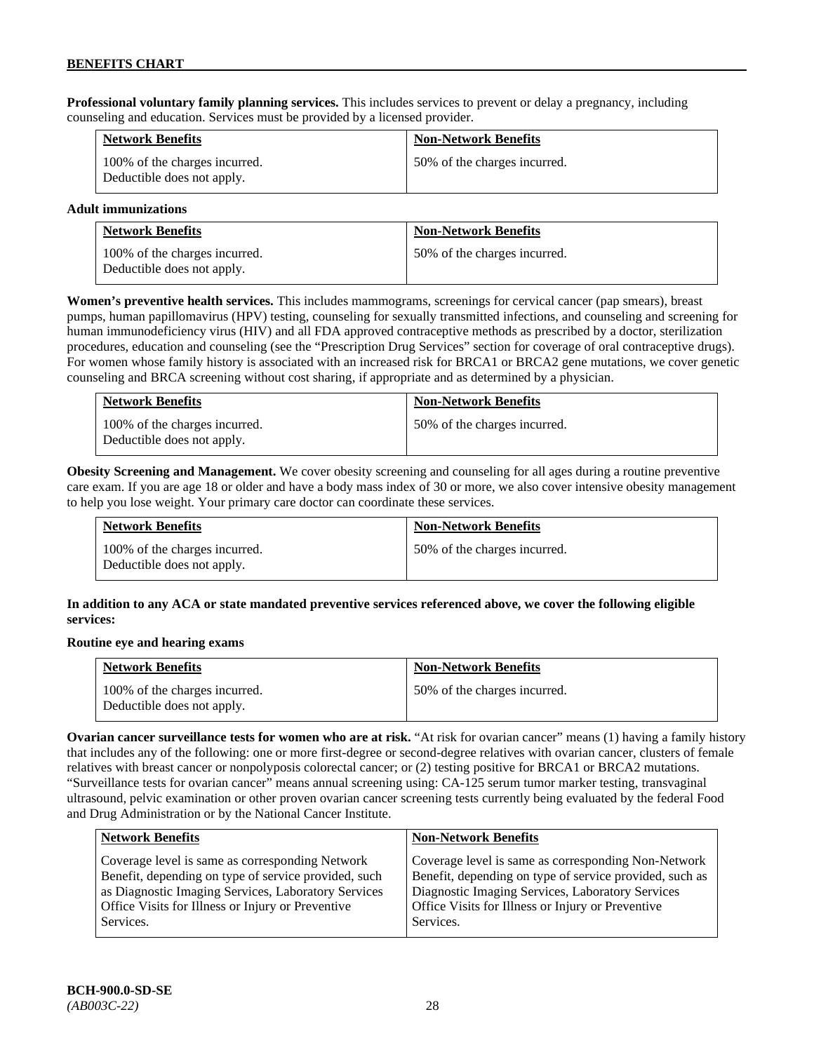**Professional voluntary family planning services.** This includes services to prevent or delay a pregnancy, including counseling and education. Services must be provided by a licensed provider.

| Network Benefits | Non-Network Benefits |
|---|---|
| 100% of the charges incurred. Deductible does not apply. | 50% of the charges incurred. |

**Adult immunizations**

| Network Benefits | Non-Network Benefits |
|---|---|
| 100% of the charges incurred. Deductible does not apply. | 50% of the charges incurred. |

**Women's preventive health services.** This includes mammograms, screenings for cervical cancer (pap smears), breast pumps, human papillomavirus (HPV) testing, counseling for sexually transmitted infections, and counseling and screening for human immunodeficiency virus (HIV) and all FDA approved contraceptive methods as prescribed by a doctor, sterilization procedures, education and counseling (see the "Prescription Drug Services" section for coverage of oral contraceptive drugs). For women whose family history is associated with an increased risk for BRCA1 or BRCA2 gene mutations, we cover genetic counseling and BRCA screening without cost sharing, if appropriate and as determined by a physician.

| Network Benefits | Non-Network Benefits |
|---|---|
| 100% of the charges incurred. Deductible does not apply. | 50% of the charges incurred. |

**Obesity Screening and Management.** We cover obesity screening and counseling for all ages during a routine preventive care exam. If you are age 18 or older and have a body mass index of 30 or more, we also cover intensive obesity management to help you lose weight. Your primary care doctor can coordinate these services.

| Network Benefits | Non-Network Benefits |
|---|---|
| 100% of the charges incurred. Deductible does not apply. | 50% of the charges incurred. |

**In addition to any ACA or state mandated preventive services referenced above, we cover the following eligible services:**

**Routine eye and hearing exams**

| Network Benefits | Non-Network Benefits |
|---|---|
| 100% of the charges incurred. Deductible does not apply. | 50% of the charges incurred. |

**Ovarian cancer surveillance tests for women who are at risk.** "At risk for ovarian cancer" means (1) having a family history that includes any of the following: one or more first-degree or second-degree relatives with ovarian cancer, clusters of female relatives with breast cancer or nonpolyposis colorectal cancer; or (2) testing positive for BRCA1 or BRCA2 mutations. "Surveillance tests for ovarian cancer" means annual screening using: CA-125 serum tumor marker testing, transvaginal ultrasound, pelvic examination or other proven ovarian cancer screening tests currently being evaluated by the federal Food and Drug Administration or by the National Cancer Institute.

| Network Benefits | Non-Network Benefits |
|---|---|
| Coverage level is same as corresponding Network Benefit, depending on type of service provided, such as Diagnostic Imaging Services, Laboratory Services Office Visits for Illness or Injury or Preventive Services. | Coverage level is same as corresponding Non-Network Benefit, depending on type of service provided, such as Diagnostic Imaging Services, Laboratory Services Office Visits for Illness or Injury or Preventive Services. |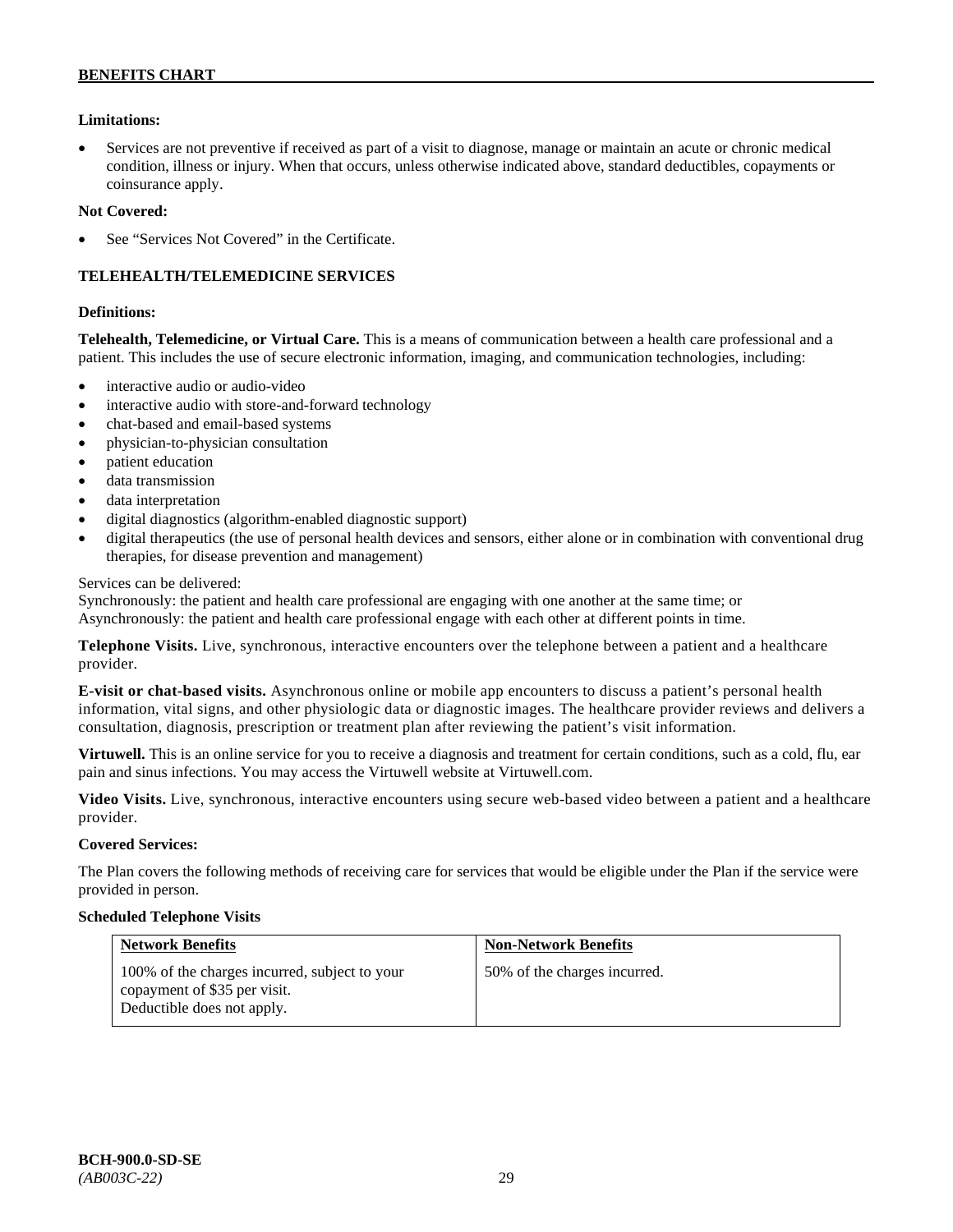**Limitations:**

- Services are not preventive if received as part of a visit to diagnose, manage or maintain an acute or chronic medical condition, illness or injury. When that occurs, unless otherwise indicated above, standard deductibles, copayments or coinsurance apply.

**Not Covered:**

- See "Services Not Covered" in the Certificate.

### TELEHEALTH/TELEMEDICINE SERVICES

**Definitions:**

**Telehealth, Telemedicine, or Virtual Care.** This is a means of communication between a health care professional and a patient. This includes the use of secure electronic information, imaging, and communication technologies, including:

- interactive audio or audio-video
- interactive audio with store-and-forward technology
- chat-based and email-based systems
- physician-to-physician consultation
- patient education
- data transmission
- data interpretation
- digital diagnostics (algorithm-enabled diagnostic support)
- digital therapeutics (the use of personal health devices and sensors, either alone or in combination with conventional drug therapies, for disease prevention and management)

Services can be delivered:
Synchronously: the patient and health care professional are engaging with one another at the same time; or
Asynchronously: the patient and health care professional engage with each other at different points in time.

**Telephone Visits.** Live, synchronous, interactive encounters over the telephone between a patient and a healthcare provider.

**E-visit or chat-based visits.** Asynchronous online or mobile app encounters to discuss a patient's personal health information, vital signs, and other physiologic data or diagnostic images. The healthcare provider reviews and delivers a consultation, diagnosis, prescription or treatment plan after reviewing the patient's visit information.

**Virtuwell.** This is an online service for you to receive a diagnosis and treatment for certain conditions, such as a cold, flu, ear pain and sinus infections. You may access the Virtuwell website at Virtuwell.com.

**Video Visits.** Live, synchronous, interactive encounters using secure web-based video between a patient and a healthcare provider.

**Covered Services:**

The Plan covers the following methods of receiving care for services that would be eligible under the Plan if the service were provided in person.

**Scheduled Telephone Visits**

| Network Benefits | Non-Network Benefits |
|---|---|
| 100% of the charges incurred, subject to your copayment of $35 per visit. Deductible does not apply. | 50% of the charges incurred. |

**BCH-900.0-SD-SE**
*(AB003C-22)*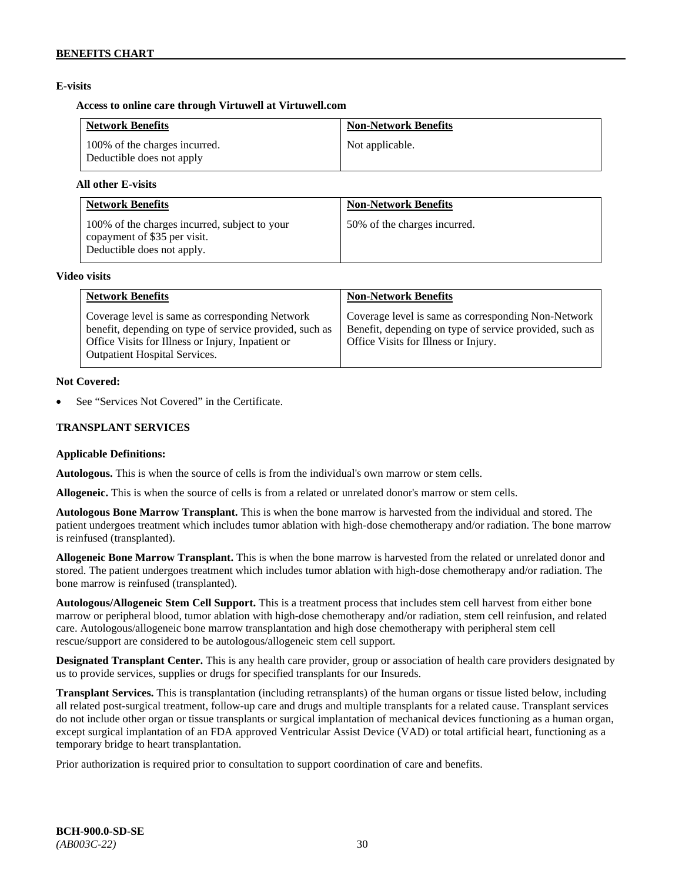**E-visits**

**Access to online care through Virtuwell at Virtuwell.com**

| Network Benefits | Non-Network Benefits |
|---|---|
| 100% of the charges incurred. Deductible does not apply | Not applicable. |

**All other E-visits**

| Network Benefits | Non-Network Benefits |
|---|---|
| 100% of the charges incurred, subject to your copayment of $35 per visit. Deductible does not apply. | 50% of the charges incurred. |

**Video visits**

| Network Benefits | Non-Network Benefits |
|---|---|
| Coverage level is same as corresponding Network benefit, depending on type of service provided, such as Office Visits for Illness or Injury, Inpatient or Outpatient Hospital Services. | Coverage level is same as corresponding Non-Network Benefit, depending on type of service provided, such as Office Visits for Illness or Injury. |

**Not Covered:**

- See "Services Not Covered" in the Certificate.

## TRANSPLANT SERVICES

**Applicable Definitions:**

**Autologous.** This is when the source of cells is from the individual's own marrow or stem cells.

**Allogeneic.** This is when the source of cells is from a related or unrelated donor's marrow or stem cells.

**Autologous Bone Marrow Transplant.** This is when the bone marrow is harvested from the individual and stored. The patient undergoes treatment which includes tumor ablation with high-dose chemotherapy and/or radiation. The bone marrow is reinfused (transplanted).

**Allogeneic Bone Marrow Transplant.** This is when the bone marrow is harvested from the related or unrelated donor and stored. The patient undergoes treatment which includes tumor ablation with high-dose chemotherapy and/or radiation. The bone marrow is reinfused (transplanted).

**Autologous/Allogeneic Stem Cell Support.** This is a treatment process that includes stem cell harvest from either bone marrow or peripheral blood, tumor ablation with high-dose chemotherapy and/or radiation, stem cell reinfusion, and related care. Autologous/allogeneic bone marrow transplantation and high dose chemotherapy with peripheral stem cell rescue/support are considered to be autologous/allogeneic stem cell support.

**Designated Transplant Center.** This is any health care provider, group or association of health care providers designated by us to provide services, supplies or drugs for specified transplants for our Insureds.

**Transplant Services.** This is transplantation (including retransplants) of the human organs or tissue listed below, including all related post-surgical treatment, follow-up care and drugs and multiple transplants for a related cause. Transplant services do not include other organ or tissue transplants or surgical implantation of mechanical devices functioning as a human organ, except surgical implantation of an FDA approved Ventricular Assist Device (VAD) or total artificial heart, functioning as a temporary bridge to heart transplantation.

Prior authorization is required prior to consultation to support coordination of care and benefits.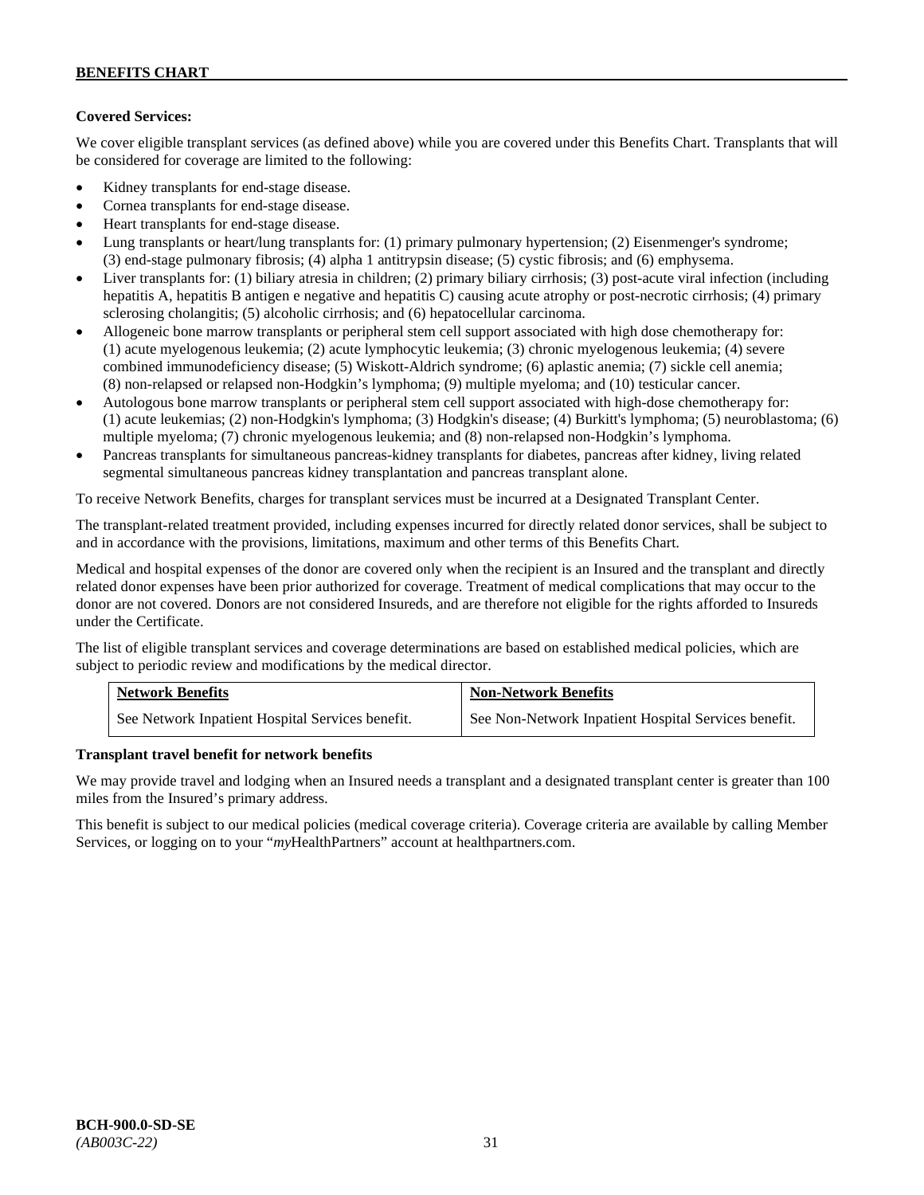**Covered Services:**

We cover eligible transplant services (as defined above) while you are covered under this Benefits Chart. Transplants that will be considered for coverage are limited to the following:

- Kidney transplants for end-stage disease.
- Cornea transplants for end-stage disease.
- Heart transplants for end-stage disease.
- Lung transplants or heart/lung transplants for: (1) primary pulmonary hypertension; (2) Eisenmenger's syndrome; (3) end-stage pulmonary fibrosis; (4) alpha 1 antitrypsin disease; (5) cystic fibrosis; and (6) emphysema.
- Liver transplants for: (1) biliary atresia in children; (2) primary biliary cirrhosis; (3) post-acute viral infection (including hepatitis A, hepatitis B antigen e negative and hepatitis C) causing acute atrophy or post-necrotic cirrhosis; (4) primary sclerosing cholangitis; (5) alcoholic cirrhosis; and (6) hepatocellular carcinoma.
- Allogeneic bone marrow transplants or peripheral stem cell support associated with high dose chemotherapy for: (1) acute myelogenous leukemia; (2) acute lymphocytic leukemia; (3) chronic myelogenous leukemia; (4) severe combined immunodeficiency disease; (5) Wiskott-Aldrich syndrome; (6) aplastic anemia; (7) sickle cell anemia; (8) non-relapsed or relapsed non-Hodgkin's lymphoma; (9) multiple myeloma; and (10) testicular cancer.
- Autologous bone marrow transplants or peripheral stem cell support associated with high-dose chemotherapy for: (1) acute leukemias; (2) non-Hodgkin's lymphoma; (3) Hodgkin's disease; (4) Burkitt's lymphoma; (5) neuroblastoma; (6) multiple myeloma; (7) chronic myelogenous leukemia; and (8) non-relapsed non-Hodgkin's lymphoma.
- Pancreas transplants for simultaneous pancreas-kidney transplants for diabetes, pancreas after kidney, living related segmental simultaneous pancreas kidney transplantation and pancreas transplant alone.

To receive Network Benefits, charges for transplant services must be incurred at a Designated Transplant Center.

The transplant-related treatment provided, including expenses incurred for directly related donor services, shall be subject to and in accordance with the provisions, limitations, maximum and other terms of this Benefits Chart.

Medical and hospital expenses of the donor are covered only when the recipient is an Insured and the transplant and directly related donor expenses have been prior authorized for coverage. Treatment of medical complications that may occur to the donor are not covered. Donors are not considered Insureds, and are therefore not eligible for the rights afforded to Insureds under the Certificate.

The list of eligible transplant services and coverage determinations are based on established medical policies, which are subject to periodic review and modifications by the medical director.

| Network Benefits | Non-Network Benefits |
|---|---|
| See Network Inpatient Hospital Services benefit. | See Non-Network Inpatient Hospital Services benefit. |

**Transplant travel benefit for network benefits**

We may provide travel and lodging when an Insured needs a transplant and a designated transplant center is greater than 100 miles from the Insured's primary address.

This benefit is subject to our medical policies (medical coverage criteria). Coverage criteria are available by calling Member Services, or logging on to your "*my*HealthPartners" account at healthpartners.com.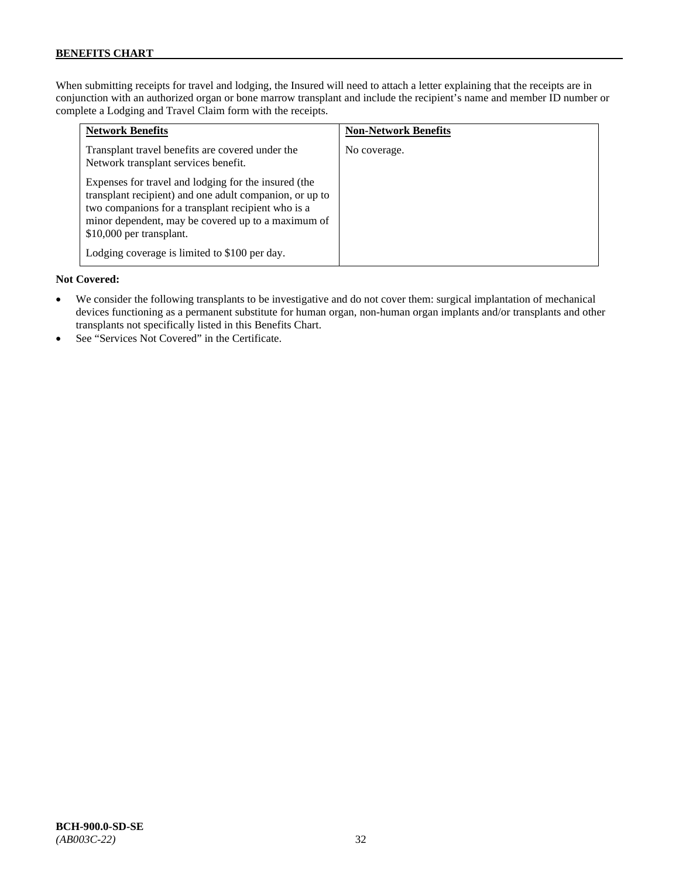When submitting receipts for travel and lodging, the Insured will need to attach a letter explaining that the receipts are in conjunction with an authorized organ or bone marrow transplant and include the recipient's name and member ID number or complete a Lodging and Travel Claim form with the receipts.

| Network Benefits | Non-Network Benefits |
|---|---|
| Transplant travel benefits are covered under the Network transplant services benefit.<br><br>Expenses for travel and lodging for the insured (the transplant recipient) and one adult companion, or up to two companions for a transplant recipient who is a minor dependent, may be covered up to a maximum of $10,000 per transplant.<br><br>Lodging coverage is limited to $100 per day. | No coverage. |

**Not Covered:**

- We consider the following transplants to be investigative and do not cover them: surgical implantation of mechanical devices functioning as a permanent substitute for human organ, non-human organ implants and/or transplants and other transplants not specifically listed in this Benefits Chart.
- See "Services Not Covered" in the Certificate.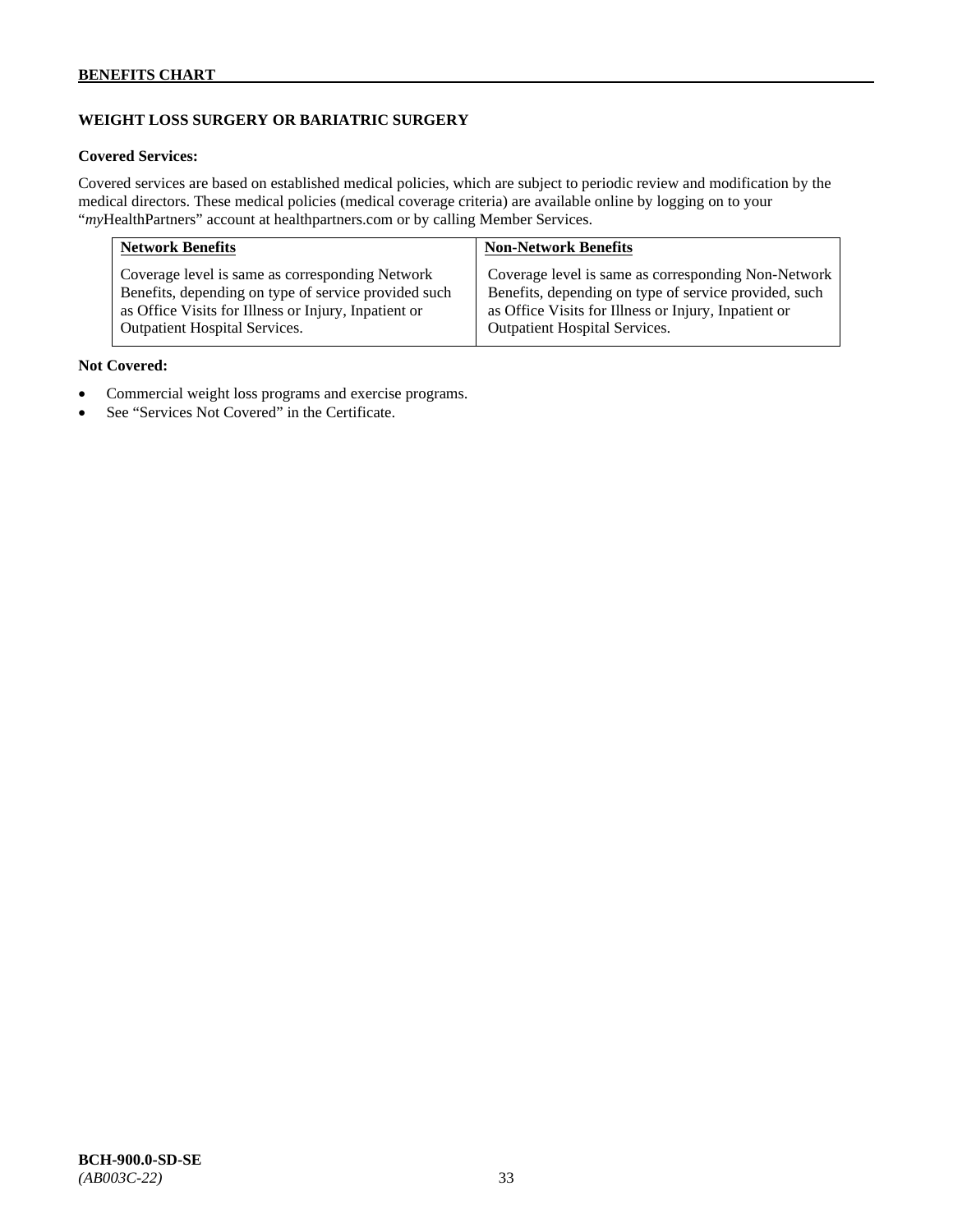## WEIGHT LOSS SURGERY OR BARIATRIC SURGERY

**Covered Services:**

Covered services are based on established medical policies, which are subject to periodic review and modification by the medical directors. These medical policies (medical coverage criteria) are available online by logging on to your "*my*HealthPartners" account at healthpartners.com or by calling Member Services.

| Network Benefits | Non-Network Benefits |
|---|---|
| Coverage level is same as corresponding Network Benefits, depending on type of service provided such as Office Visits for Illness or Injury, Inpatient or Outpatient Hospital Services. | Coverage level is same as corresponding Non-Network Benefits, depending on type of service provided, such as Office Visits for Illness or Injury, Inpatient or Outpatient Hospital Services. |

**Not Covered:**

- Commercial weight loss programs and exercise programs.
- See "Services Not Covered" in the Certificate.

**BCH-900.0-SD-SE**
*(AB003C-22)*